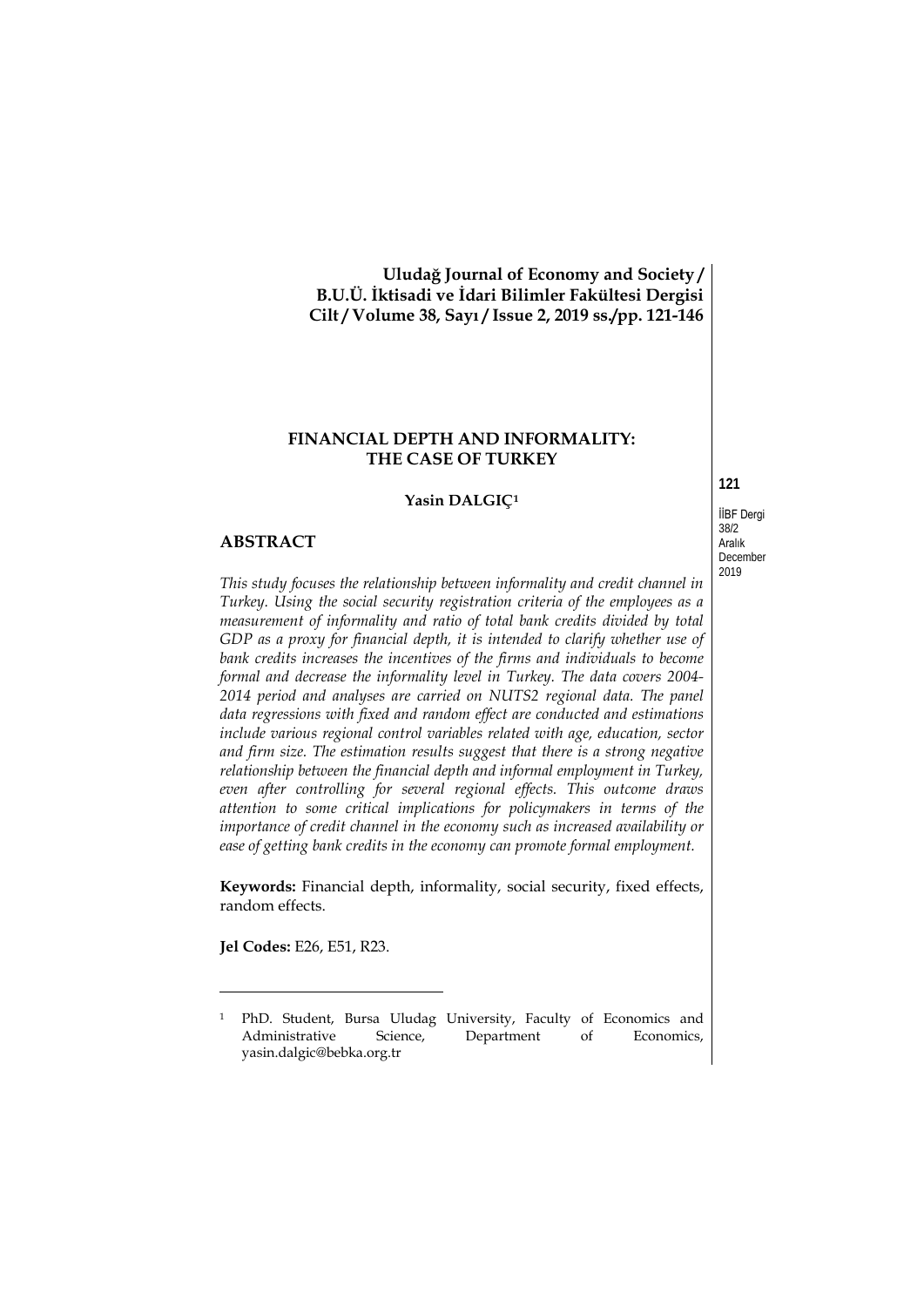# FINANCIAL DEPTH AND INFORMALITY: THE CASE OF TURKEY

**Yasin DALGIÇ**[1]

## ABSTRACT

*This study focuses the relationship between informality and credit channel in Turkey. Using the social security registration criteria of the employees as a measurement of informality and ratio of total bank credits divided by total GDP as a proxy for financial depth, it is intended to clarify whether use of bank credits increases the incentives of the firms and individuals to become formal and decrease the informality level in Turkey. The data covers 2004-2014 period and analyses are carried on NUTS2 regional data. The panel data regressions with fixed and random effect are conducted and estimations include various regional control variables related with age, education, sector and firm size. The estimation results suggest that there is a strong negative relationship between the financial depth and informal employment in Turkey, even after controlling for several regional effects. This outcome draws attention to some critical implications for policymakers in terms of the importance of credit channel in the economy such as increased availability or ease of getting bank credits in the economy can promote formal employment.*

**Keywords:** Financial depth, informality, social security, fixed effects, random effects.

**Jel Codes:** E26, E51, R23.

---

[1] PhD. Student, Bursa Uludag University, Faculty of Economics and Administrative Science, Department of Economics, yasin.dalgic@bebka.org.tr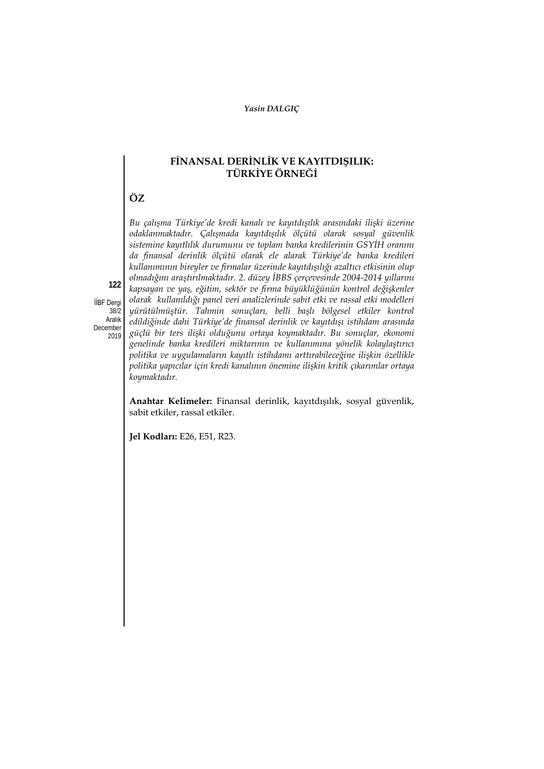## FİNANSAL DERİNLİK VE KAYITDIŞILIK: TÜRKİYE ÖRNEĞİ

## ÖZ

*Bu çalışma Türkiye'de kredi kanalı ve kayıtdışılık arasındaki ilişki üzerine odaklanmaktadır. Çalışmada kayıtdışılık ölçütü olarak sosyal güvenlik sistemine kayıtlılık durumunu ve toplam banka kredilerinin GSYİH oranını da finansal derinlik ölçütü olarak ele alarak Türkiye'de banka kredileri kullanımının bireyler ve firmalar üzerinde kayıtdışılığı azaltıcı etkisinin olup olmadığını araştırılmaktadır. 2. düzey İBBS çerçevesinde 2004-2014 yıllarını kapsayan ve yaş, eğitim, sektör ve firma büyüklüğünün kontrol değişkenler olarak kullanıldığı panel veri analizlerinde sabit etki ve rassal etki modelleri yürütülmüştür. Tahmin sonuçları, belli başlı bölgesel etkiler kontrol edildiğinde dahi Türkiye'de finansal derinlik ve kayıtdışı istihdam arasında güçlü bir ters ilişki olduğunu ortaya koymaktadır. Bu sonuçlar, ekonomi genelinde banka kredileri miktarının ve kullanımına yönelik kolaylaştırıcı politika ve uygulamaların kayıtlı istihdamı arttırabileceğine ilişkin özellikle politika yapıcılar için kredi kanalının önemine ilişkin kritik çıkarımlar ortaya koymaktadır.*

**Anahtar Kelimeler:** Finansal derinlik, kayıtdışılık, sosyal güvenlik, sabit etkiler, rassal etkiler.

**Jel Kodları:** E26, E51, R23.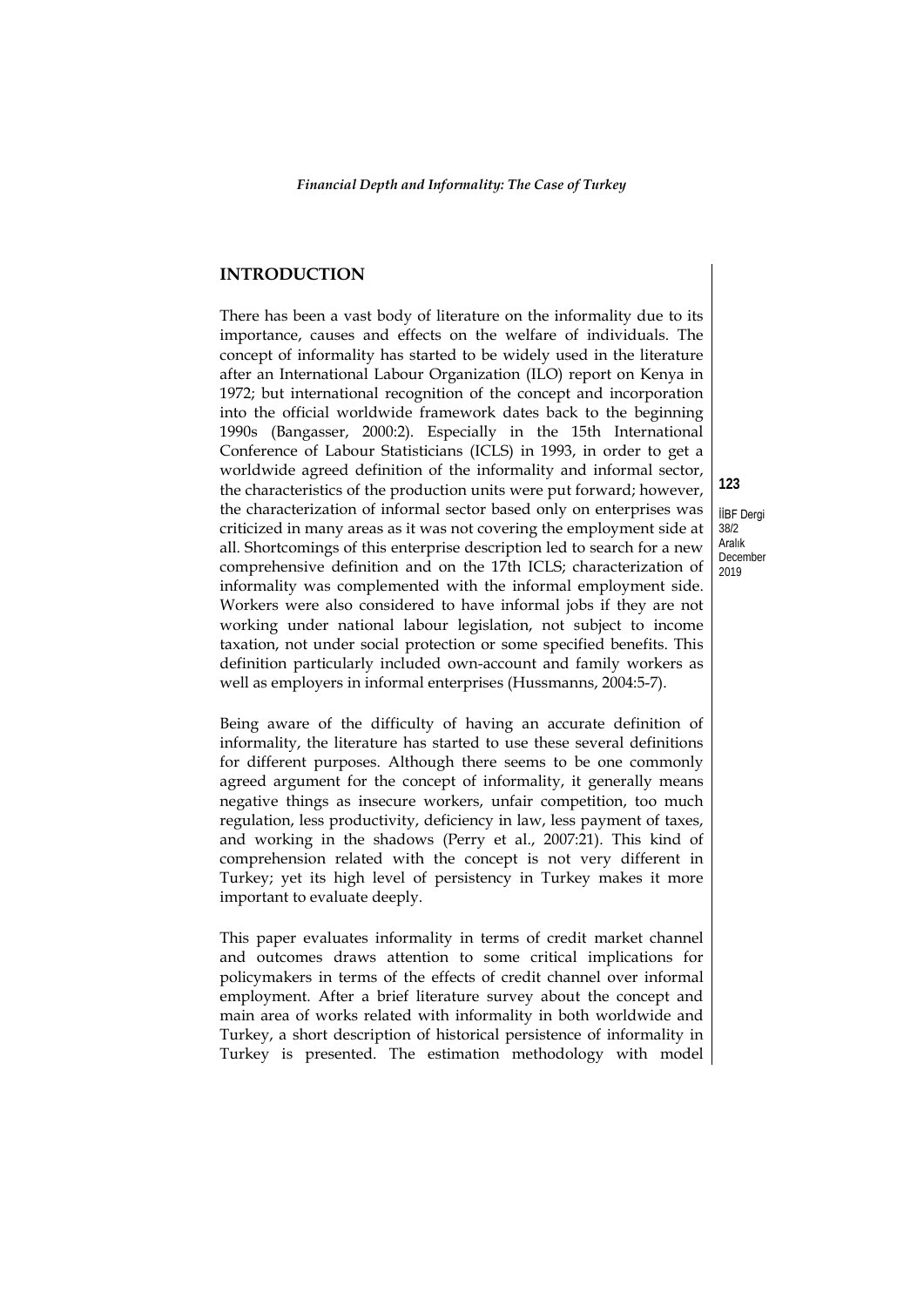## INTRODUCTION

There has been a vast body of literature on the informality due to its importance, causes and effects on the welfare of individuals. The concept of informality has started to be widely used in the literature after an International Labour Organization (ILO) report on Kenya in 1972; but international recognition of the concept and incorporation into the official worldwide framework dates back to the beginning 1990s (Bangasser, 2000:2). Especially in the 15th International Conference of Labour Statisticians (ICLS) in 1993, in order to get a worldwide agreed definition of the informality and informal sector, the characteristics of the production units were put forward; however, the characterization of informal sector based only on enterprises was criticized in many areas as it was not covering the employment side at all. Shortcomings of this enterprise description led to search for a new comprehensive definition and on the 17th ICLS; characterization of informality was complemented with the informal employment side. Workers were also considered to have informal jobs if they are not working under national labour legislation, not subject to income taxation, not under social protection or some specified benefits. This definition particularly included own-account and family workers as well as employers in informal enterprises (Hussmanns, 2004:5-7).

Being aware of the difficulty of having an accurate definition of informality, the literature has started to use these several definitions for different purposes. Although there seems to be one commonly agreed argument for the concept of informality, it generally means negative things as insecure workers, unfair competition, too much regulation, less productivity, deficiency in law, less payment of taxes, and working in the shadows (Perry et al., 2007:21). This kind of comprehension related with the concept is not very different in Turkey; yet its high level of persistency in Turkey makes it more important to evaluate deeply.

This paper evaluates informality in terms of credit market channel and outcomes draws attention to some critical implications for policymakers in terms of the effects of credit channel over informal employment. After a brief literature survey about the concept and main area of works related with informality in both worldwide and Turkey, a short description of historical persistence of informality in Turkey is presented. The estimation methodology with model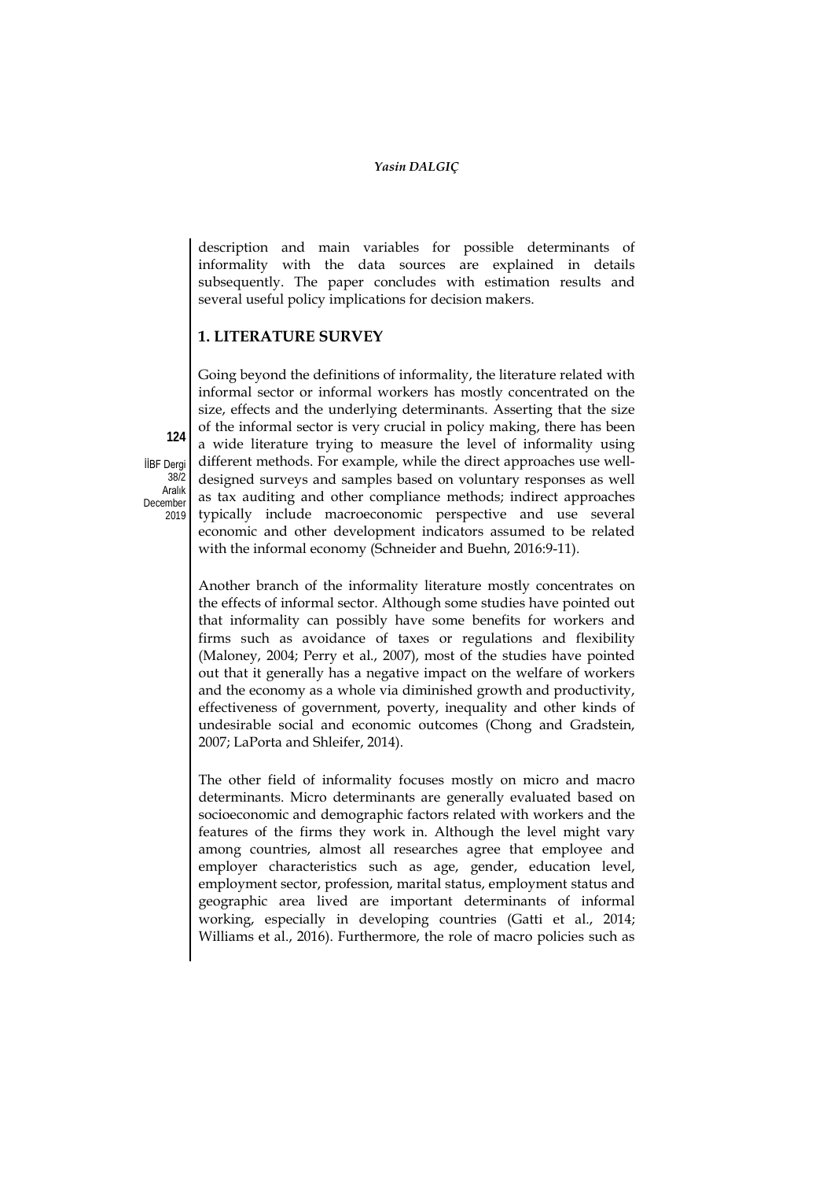description and main variables for possible determinants of informality with the data sources are explained in details subsequently. The paper concludes with estimation results and several useful policy implications for decision makers.

## 1. LITERATURE SURVEY

Going beyond the definitions of informality, the literature related with informal sector or informal workers has mostly concentrated on the size, effects and the underlying determinants. Asserting that the size of the informal sector is very crucial in policy making, there has been a wide literature trying to measure the level of informality using different methods. For example, while the direct approaches use well-designed surveys and samples based on voluntary responses as well as tax auditing and other compliance methods; indirect approaches typically include macroeconomic perspective and use several economic and other development indicators assumed to be related with the informal economy (Schneider and Buehn, 2016:9-11).

Another branch of the informality literature mostly concentrates on the effects of informal sector. Although some studies have pointed out that informality can possibly have some benefits for workers and firms such as avoidance of taxes or regulations and flexibility (Maloney, 2004; Perry et al., 2007), most of the studies have pointed out that it generally has a negative impact on the welfare of workers and the economy as a whole via diminished growth and productivity, effectiveness of government, poverty, inequality and other kinds of undesirable social and economic outcomes (Chong and Gradstein, 2007; LaPorta and Shleifer, 2014).

The other field of informality focuses mostly on micro and macro determinants. Micro determinants are generally evaluated based on socioeconomic and demographic factors related with workers and the features of the firms they work in. Although the level might vary among countries, almost all researches agree that employee and employer characteristics such as age, gender, education level, employment sector, profession, marital status, employment status and geographic area lived are important determinants of informal working, especially in developing countries (Gatti et al., 2014; Williams et al., 2016). Furthermore, the role of macro policies such as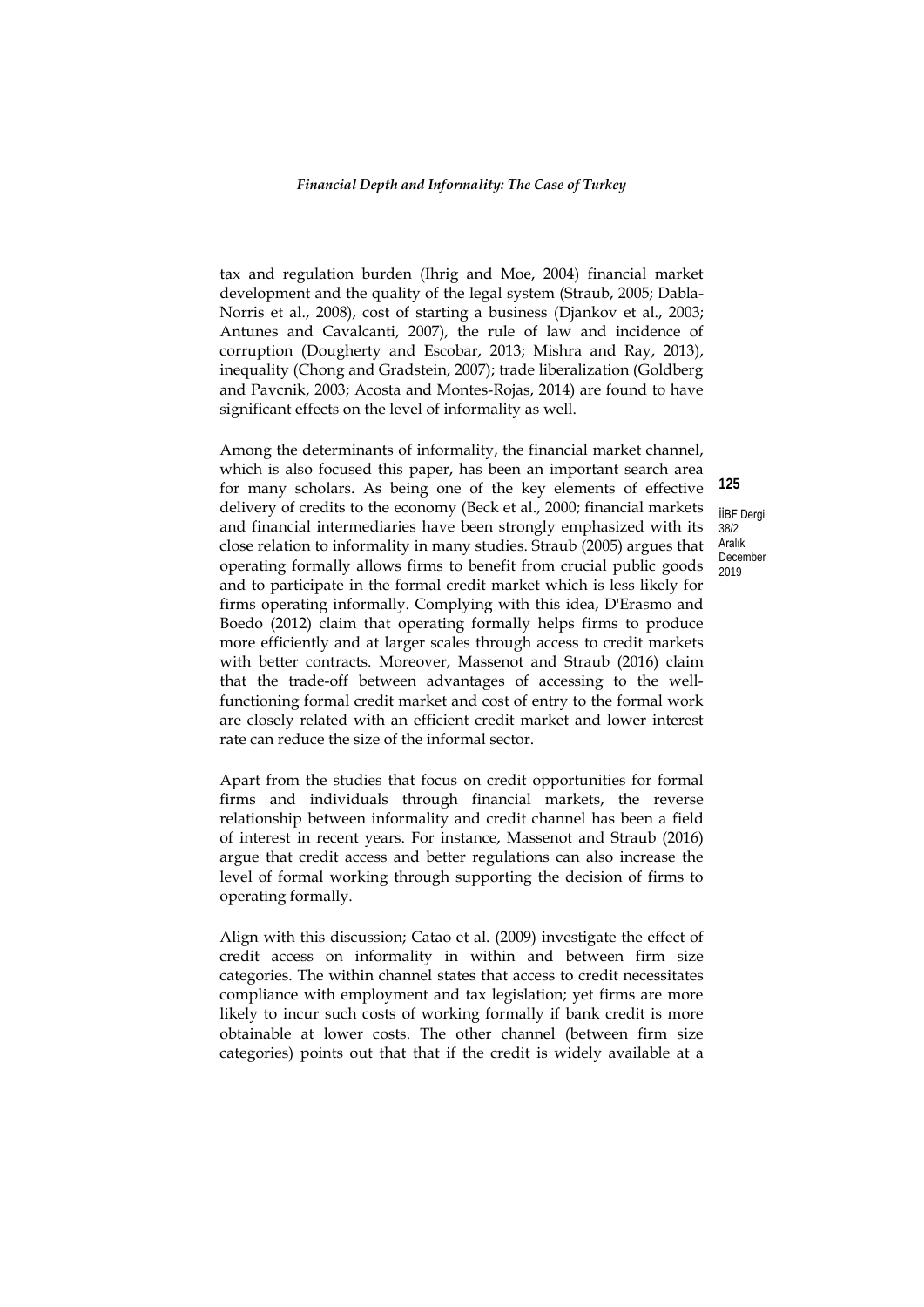tax and regulation burden (Ihrig and Moe, 2004) financial market development and the quality of the legal system (Straub, 2005; Dabla-Norris et al., 2008), cost of starting a business (Djankov et al., 2003; Antunes and Cavalcanti, 2007), the rule of law and incidence of corruption (Dougherty and Escobar, 2013; Mishra and Ray, 2013), inequality (Chong and Gradstein, 2007); trade liberalization (Goldberg and Pavcnik, 2003; Acosta and Montes-Rojas, 2014) are found to have significant effects on the level of informality as well.

Among the determinants of informality, the financial market channel, which is also focused this paper, has been an important search area for many scholars. As being one of the key elements of effective delivery of credits to the economy (Beck et al., 2000; financial markets and financial intermediaries have been strongly emphasized with its close relation to informality in many studies. Straub (2005) argues that operating formally allows firms to benefit from crucial public goods and to participate in the formal credit market which is less likely for firms operating informally. Complying with this idea, D'Erasmo and Boedo (2012) claim that operating formally helps firms to produce more efficiently and at larger scales through access to credit markets with better contracts. Moreover, Massenot and Straub (2016) claim that the trade-off between advantages of accessing to the well-functioning formal credit market and cost of entry to the formal work are closely related with an efficient credit market and lower interest rate can reduce the size of the informal sector.

Apart from the studies that focus on credit opportunities for formal firms and individuals through financial markets, the reverse relationship between informality and credit channel has been a field of interest in recent years. For instance, Massenot and Straub (2016) argue that credit access and better regulations can also increase the level of formal working through supporting the decision of firms to operating formally.

Align with this discussion; Catao et al. (2009) investigate the effect of credit access on informality in within and between firm size categories. The within channel states that access to credit necessitates compliance with employment and tax legislation; yet firms are more likely to incur such costs of working formally if bank credit is more obtainable at lower costs. The other channel (between firm size categories) points out that that if the credit is widely available at a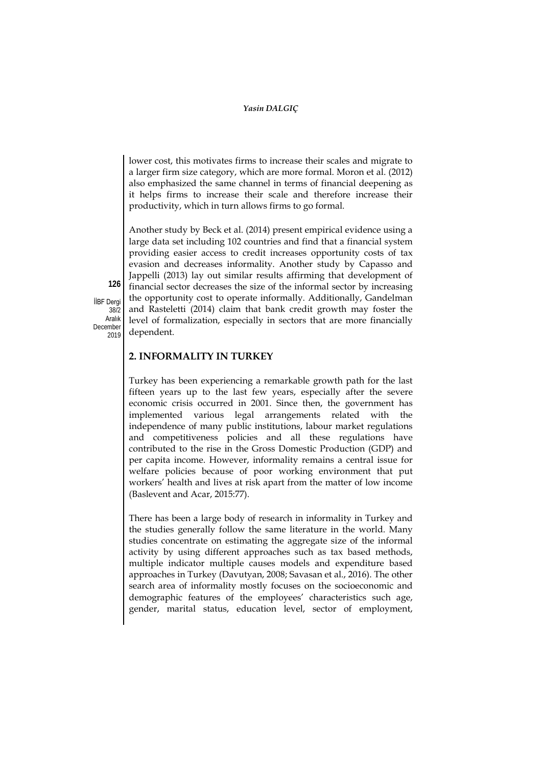lower cost, this motivates firms to increase their scales and migrate to a larger firm size category, which are more formal. Moron et al. (2012) also emphasized the same channel in terms of financial deepening as it helps firms to increase their scale and therefore increase their productivity, which in turn allows firms to go formal.

Another study by Beck et al. (2014) present empirical evidence using a large data set including 102 countries and find that a financial system providing easier access to credit increases opportunity costs of tax evasion and decreases informality. Another study by Capasso and Jappelli (2013) lay out similar results affirming that development of financial sector decreases the size of the informal sector by increasing the opportunity cost to operate informally. Additionally, Gandelman and Rasteletti (2014) claim that bank credit growth may foster the level of formalization, especially in sectors that are more financially dependent.

## 2. INFORMALITY IN TURKEY

Turkey has been experiencing a remarkable growth path for the last fifteen years up to the last few years, especially after the severe economic crisis occurred in 2001. Since then, the government has implemented various legal arrangements related with the independence of many public institutions, labour market regulations and competitiveness policies and all these regulations have contributed to the rise in the Gross Domestic Production (GDP) and per capita income. However, informality remains a central issue for welfare policies because of poor working environment that put workers' health and lives at risk apart from the matter of low income (Baslevent and Acar, 2015:77).

There has been a large body of research in informality in Turkey and the studies generally follow the same literature in the world. Many studies concentrate on estimating the aggregate size of the informal activity by using different approaches such as tax based methods, multiple indicator multiple causes models and expenditure based approaches in Turkey (Davutyan, 2008; Savasan et al., 2016). The other search area of informality mostly focuses on the socioeconomic and demographic features of the employees' characteristics such age, gender, marital status, education level, sector of employment,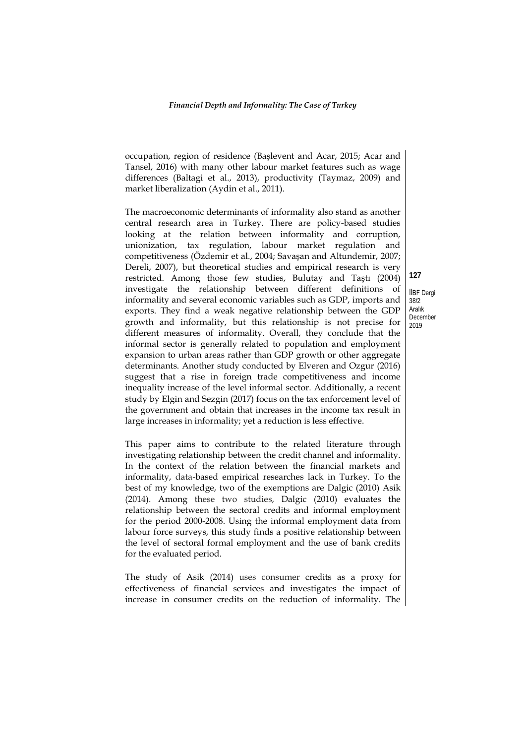occupation, region of residence (Başlevent and Acar, 2015; Acar and Tansel, 2016) with many other labour market features such as wage differences (Baltagi et al., 2013), productivity (Taymaz, 2009) and market liberalization (Aydin et al., 2011).

The macroeconomic determinants of informality also stand as another central research area in Turkey. There are policy-based studies looking at the relation between informality and corruption, unionization, tax regulation, labour market regulation and competitiveness (Özdemir et al., 2004; Savaşan and Altundemir, 2007; Dereli, 2007), but theoretical studies and empirical research is very restricted. Among those few studies, Bulutay and Taştı (2004) investigate the relationship between different definitions of informality and several economic variables such as GDP, imports and exports. They find a weak negative relationship between the GDP growth and informality, but this relationship is not precise for different measures of informality. Overall, they conclude that the informal sector is generally related to population and employment expansion to urban areas rather than GDP growth or other aggregate determinants. Another study conducted by Elveren and Ozgur (2016) suggest that a rise in foreign trade competitiveness and income inequality increase of the level informal sector. Additionally, a recent study by Elgin and Sezgin (2017) focus on the tax enforcement level of the government and obtain that increases in the income tax result in large increases in informality; yet a reduction is less effective.

This paper aims to contribute to the related literature through investigating relationship between the credit channel and informality. In the context of the relation between the financial markets and informality, data-based empirical researches lack in Turkey. To the best of my knowledge, two of the exemptions are Dalgic (2010) Asik (2014). Among these two studies, Dalgic (2010) evaluates the relationship between the sectoral credits and informal employment for the period 2000-2008. Using the informal employment data from labour force surveys, this study finds a positive relationship between the level of sectoral formal employment and the use of bank credits for the evaluated period.

The study of Asik (2014) uses consumer credits as a proxy for effectiveness of financial services and investigates the impact of increase in consumer credits on the reduction of informality. The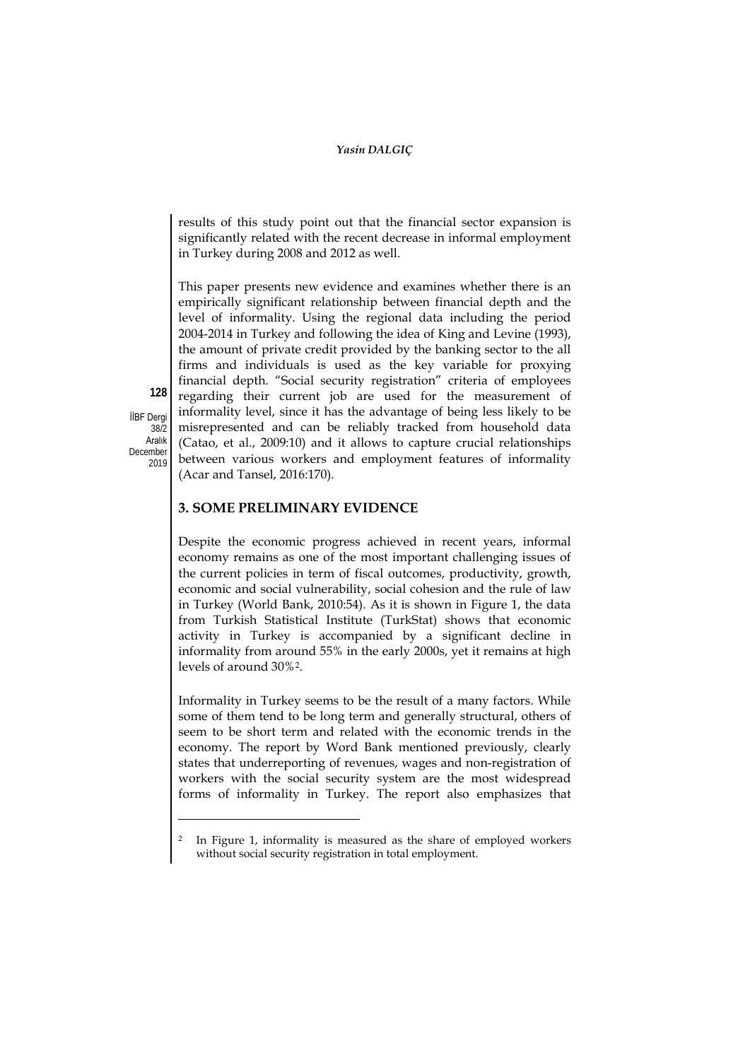results of this study point out that the financial sector expansion is significantly related with the recent decrease in informal employment in Turkey during 2008 and 2012 as well.

This paper presents new evidence and examines whether there is an empirically significant relationship between financial depth and the level of informality. Using the regional data including the period 2004-2014 in Turkey and following the idea of King and Levine (1993), the amount of private credit provided by the banking sector to the all firms and individuals is used as the key variable for proxying financial depth. "Social security registration" criteria of employees regarding their current job are used for the measurement of informality level, since it has the advantage of being less likely to be misrepresented and can be reliably tracked from household data (Catao, et al., 2009:10) and it allows to capture crucial relationships between various workers and employment features of informality (Acar and Tansel, 2016:170).

## 3. SOME PRELIMINARY EVIDENCE

Despite the economic progress achieved in recent years, informal economy remains as one of the most important challenging issues of the current policies in term of fiscal outcomes, productivity, growth, economic and social vulnerability, social cohesion and the rule of law in Turkey (World Bank, 2010:54). As it is shown in Figure 1, the data from Turkish Statistical Institute (TurkStat) shows that economic activity in Turkey is accompanied by a significant decline in informality from around 55% in the early 2000s, yet it remains at high levels of around 30%[2].

Informality in Turkey seems to be the result of a many factors. While some of them tend to be long term and generally structural, others of seem to be short term and related with the economic trends in the economy. The report by Word Bank mentioned previously, clearly states that underreporting of revenues, wages and non-registration of workers with the social security system are the most widespread forms of informality in Turkey. The report also emphasizes that

[2] In Figure 1, informality is measured as the share of employed workers without social security registration in total employment.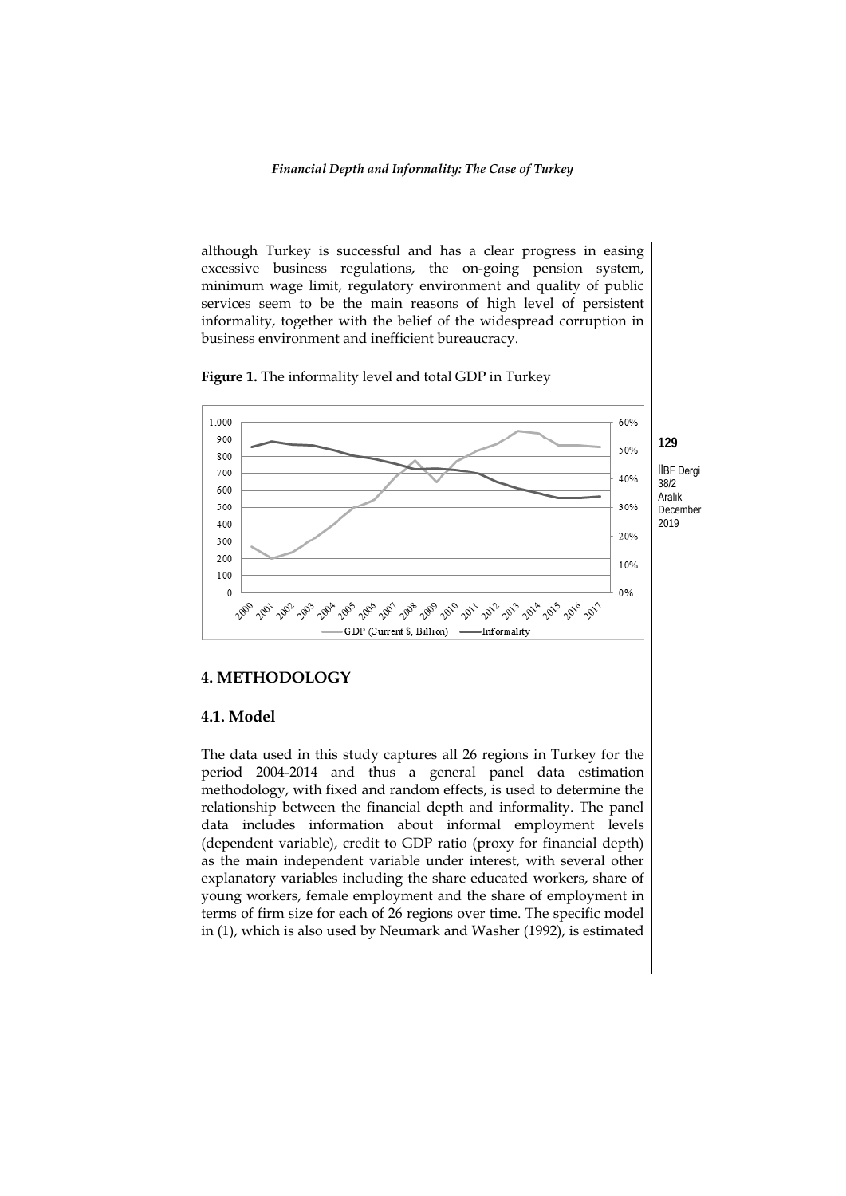although Turkey is successful and has a clear progress in easing excessive business regulations, the on-going pension system, minimum wage limit, regulatory environment and quality of public services seem to be the main reasons of high level of persistent informality, together with the belief of the widespread corruption in business environment and inefficient bureaucracy.

**Figure 1.** The informality level and total GDP in Turkey

## 4. METHODOLOGY

### 4.1. Model

The data used in this study captures all 26 regions in Turkey for the period 2004-2014 and thus a general panel data estimation methodology, with fixed and random effects, is used to determine the relationship between the financial depth and informality. The panel data includes information about informal employment levels (dependent variable), credit to GDP ratio (proxy for financial depth) as the main independent variable under interest, with several other explanatory variables including the share educated workers, share of young workers, female employment and the share of employment in terms of firm size for each of 26 regions over time. The specific model in (1), which is also used by Neumark and Washer (1992), is estimated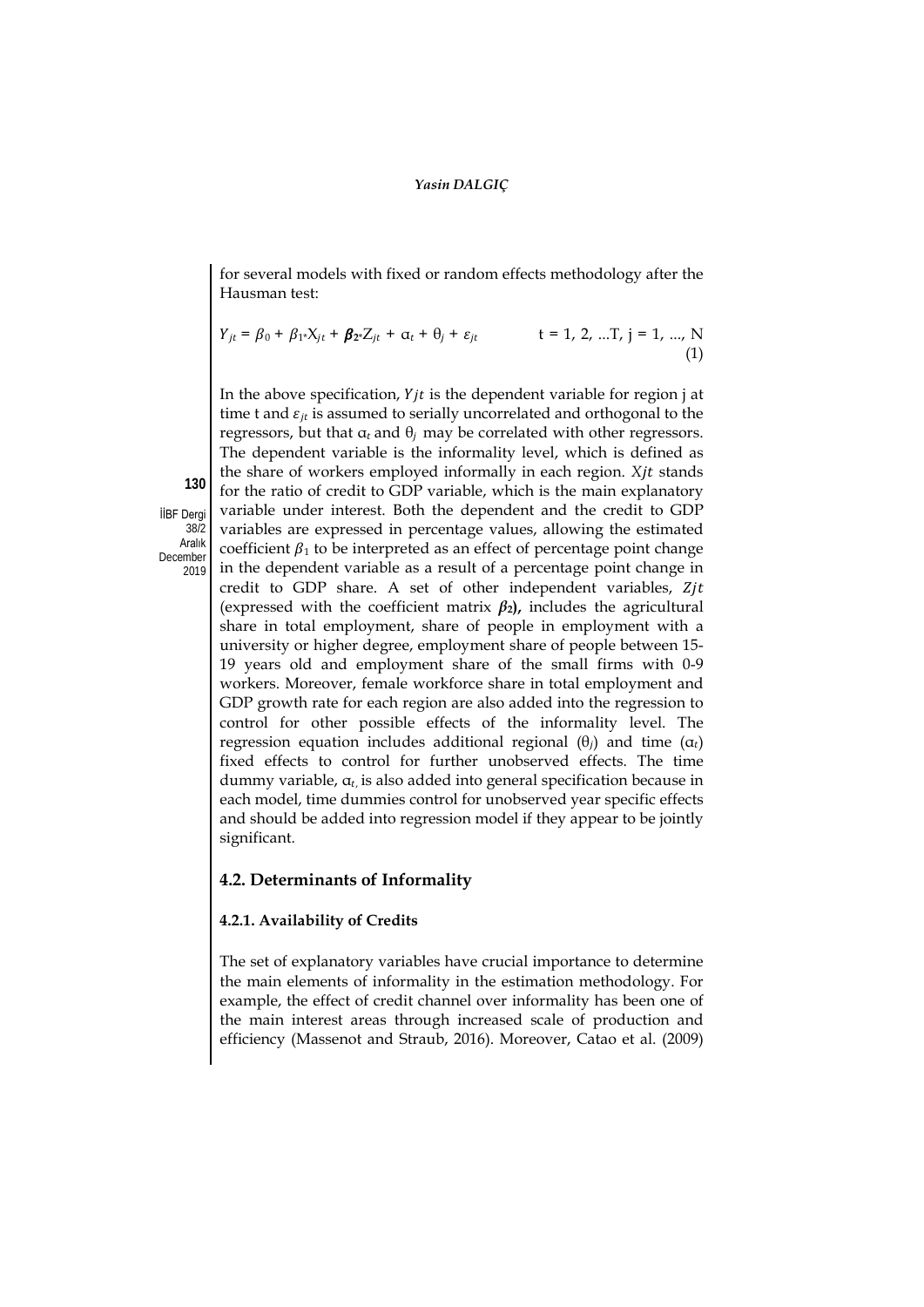for several models with fixed or random effects methodology after the Hausman test:

$$Y_{jt} = \beta_0 + \beta_1 X_{jt} + \boldsymbol{\beta_2} Z_{jt} + \alpha_t + \theta_j + \varepsilon_{jt} \qquad t = 1, 2, ...T, \; j = 1, ..., N \quad (1)$$

In the above specification, $Yjt$ is the dependent variable for region j at time t and $\varepsilon_{jt}$ is assumed to serially uncorrelated and orthogonal to the regressors, but that $\alpha_t$ and $\theta_j$ may be correlated with other regressors. The dependent variable is the informality level, which is defined as the share of workers employed informally in each region. $Xjt$ stands for the ratio of credit to GDP variable, which is the main explanatory variable under interest. Both the dependent and the credit to GDP variables are expressed in percentage values, allowing the estimated coefficient $\beta_1$ to be interpreted as an effect of percentage point change in the dependent variable as a result of a percentage point change in credit to GDP share. A set of other independent variables, $Zjt$ (expressed with the coefficient matrix $\boldsymbol{\beta_2}$**)**, includes the agricultural share in total employment, share of people in employment with a university or higher degree, employment share of people between 15-19 years old and employment share of the small firms with 0-9 workers. Moreover, female workforce share in total employment and GDP growth rate for each region are also added into the regression to control for other possible effects of the informality level. The regression equation includes additional regional ($\theta_j$) and time ($\alpha_t$) fixed effects to control for further unobserved effects. The time dummy variable, $\alpha_t$, is also added into general specification because in each model, time dummies control for unobserved year specific effects and should be added into regression model if they appear to be jointly significant.

## 4.2. Determinants of Informality

### 4.2.1. Availability of Credits

The set of explanatory variables have crucial importance to determine the main elements of informality in the estimation methodology. For example, the effect of credit channel over informality has been one of the main interest areas through increased scale of production and efficiency (Massenot and Straub, 2016). Moreover, Catao et al. (2009)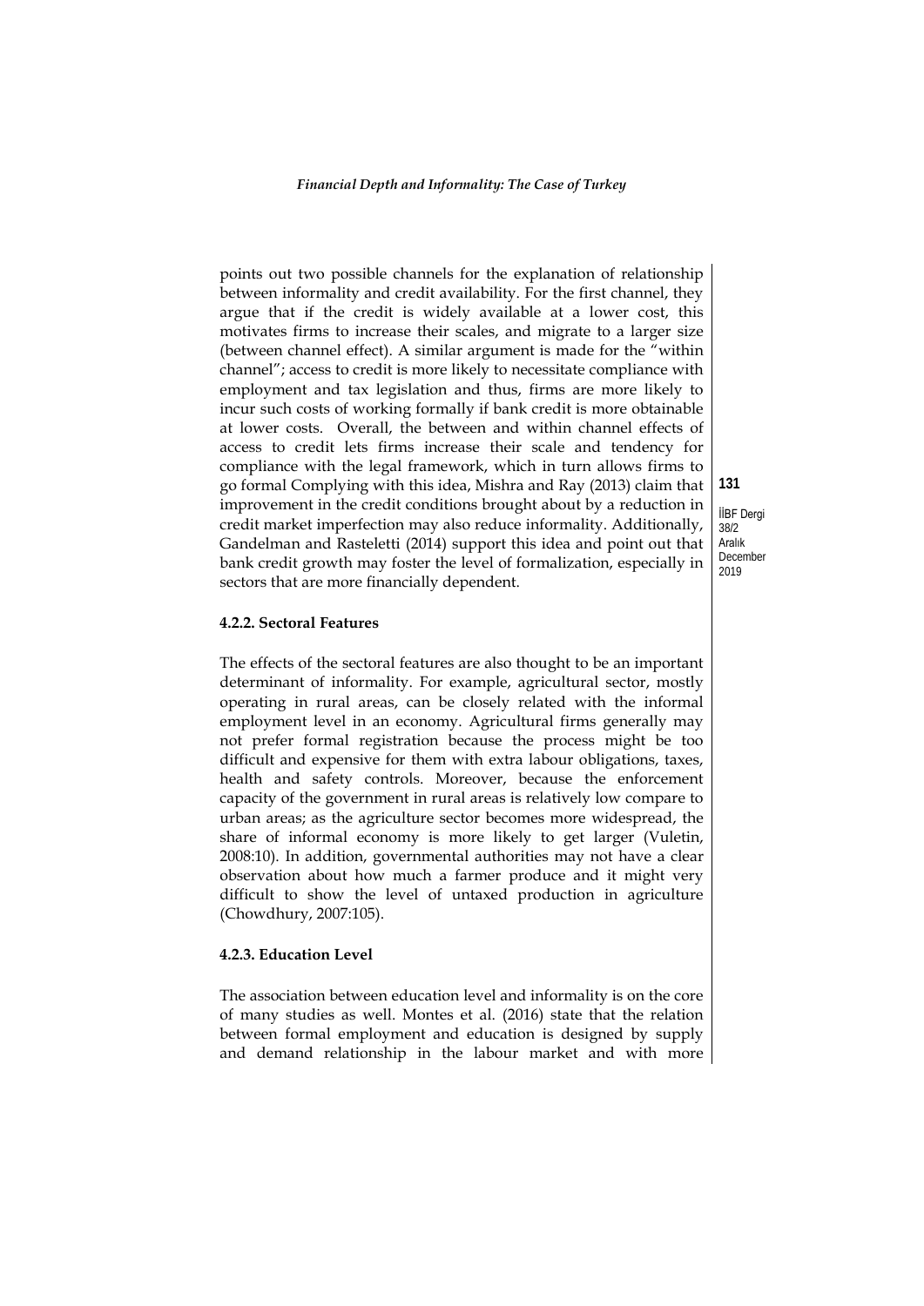points out two possible channels for the explanation of relationship between informality and credit availability. For the first channel, they argue that if the credit is widely available at a lower cost, this motivates firms to increase their scales, and migrate to a larger size (between channel effect). A similar argument is made for the "within channel"; access to credit is more likely to necessitate compliance with employment and tax legislation and thus, firms are more likely to incur such costs of working formally if bank credit is more obtainable at lower costs. Overall, the between and within channel effects of access to credit lets firms increase their scale and tendency for compliance with the legal framework, which in turn allows firms to go formal Complying with this idea, Mishra and Ray (2013) claim that improvement in the credit conditions brought about by a reduction in credit market imperfection may also reduce informality. Additionally, Gandelman and Rasteletti (2014) support this idea and point out that bank credit growth may foster the level of formalization, especially in sectors that are more financially dependent.

#### 4.2.2. Sectoral Features

The effects of the sectoral features are also thought to be an important determinant of informality. For example, agricultural sector, mostly operating in rural areas, can be closely related with the informal employment level in an economy. Agricultural firms generally may not prefer formal registration because the process might be too difficult and expensive for them with extra labour obligations, taxes, health and safety controls. Moreover, because the enforcement capacity of the government in rural areas is relatively low compare to urban areas; as the agriculture sector becomes more widespread, the share of informal economy is more likely to get larger (Vuletin, 2008:10). In addition, governmental authorities may not have a clear observation about how much a farmer produce and it might very difficult to show the level of untaxed production in agriculture (Chowdhury, 2007:105).

#### 4.2.3. Education Level

The association between education level and informality is on the core of many studies as well. Montes et al. (2016) state that the relation between formal employment and education is designed by supply and demand relationship in the labour market and with more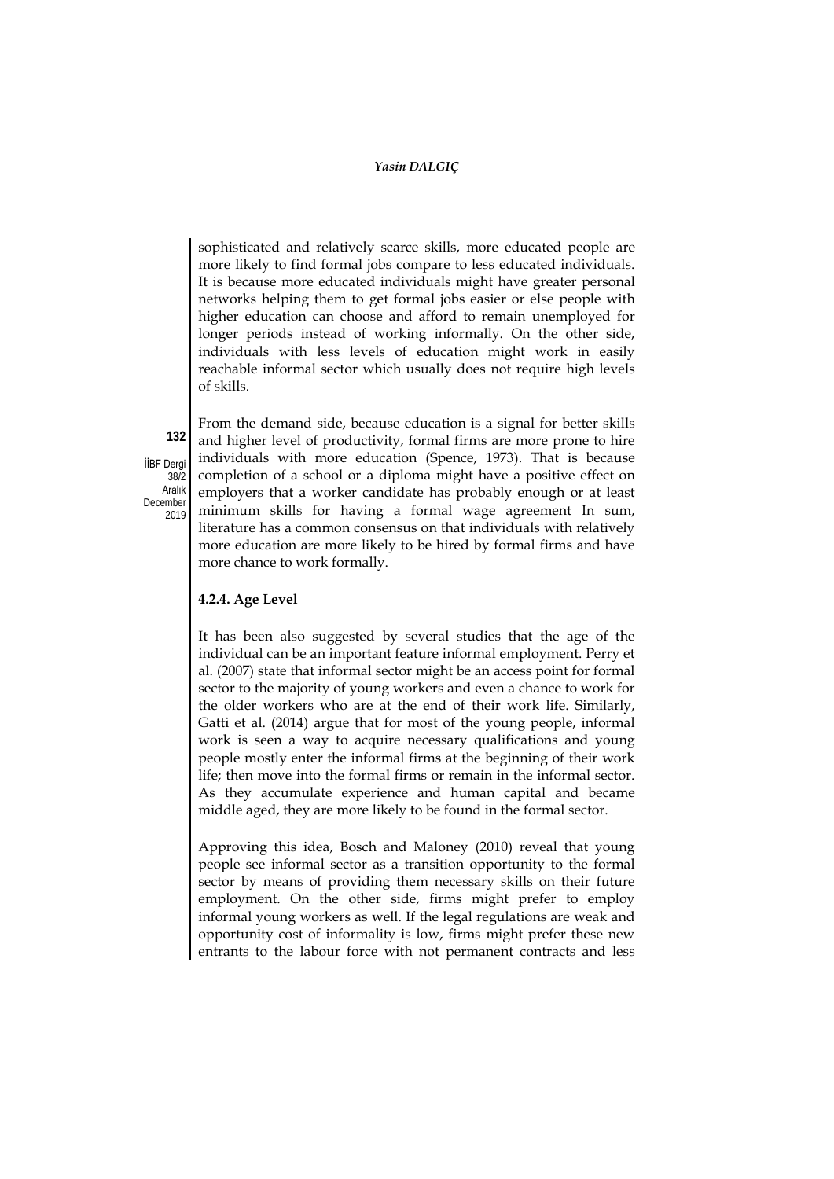sophisticated and relatively scarce skills, more educated people are more likely to find formal jobs compare to less educated individuals. It is because more educated individuals might have greater personal networks helping them to get formal jobs easier or else people with higher education can choose and afford to remain unemployed for longer periods instead of working informally. On the other side, individuals with less levels of education might work in easily reachable informal sector which usually does not require high levels of skills.

From the demand side, because education is a signal for better skills and higher level of productivity, formal firms are more prone to hire individuals with more education (Spence, 1973). That is because completion of a school or a diploma might have a positive effect on employers that a worker candidate has probably enough or at least minimum skills for having a formal wage agreement In sum, literature has a common consensus on that individuals with relatively more education are more likely to be hired by formal firms and have more chance to work formally.

#### 4.2.4. Age Level

It has been also suggested by several studies that the age of the individual can be an important feature informal employment. Perry et al. (2007) state that informal sector might be an access point for formal sector to the majority of young workers and even a chance to work for the older workers who are at the end of their work life. Similarly, Gatti et al. (2014) argue that for most of the young people, informal work is seen a way to acquire necessary qualifications and young people mostly enter the informal firms at the beginning of their work life; then move into the formal firms or remain in the informal sector. As they accumulate experience and human capital and became middle aged, they are more likely to be found in the formal sector.

Approving this idea, Bosch and Maloney (2010) reveal that young people see informal sector as a transition opportunity to the formal sector by means of providing them necessary skills on their future employment. On the other side, firms might prefer to employ informal young workers as well. If the legal regulations are weak and opportunity cost of informality is low, firms might prefer these new entrants to the labour force with not permanent contracts and less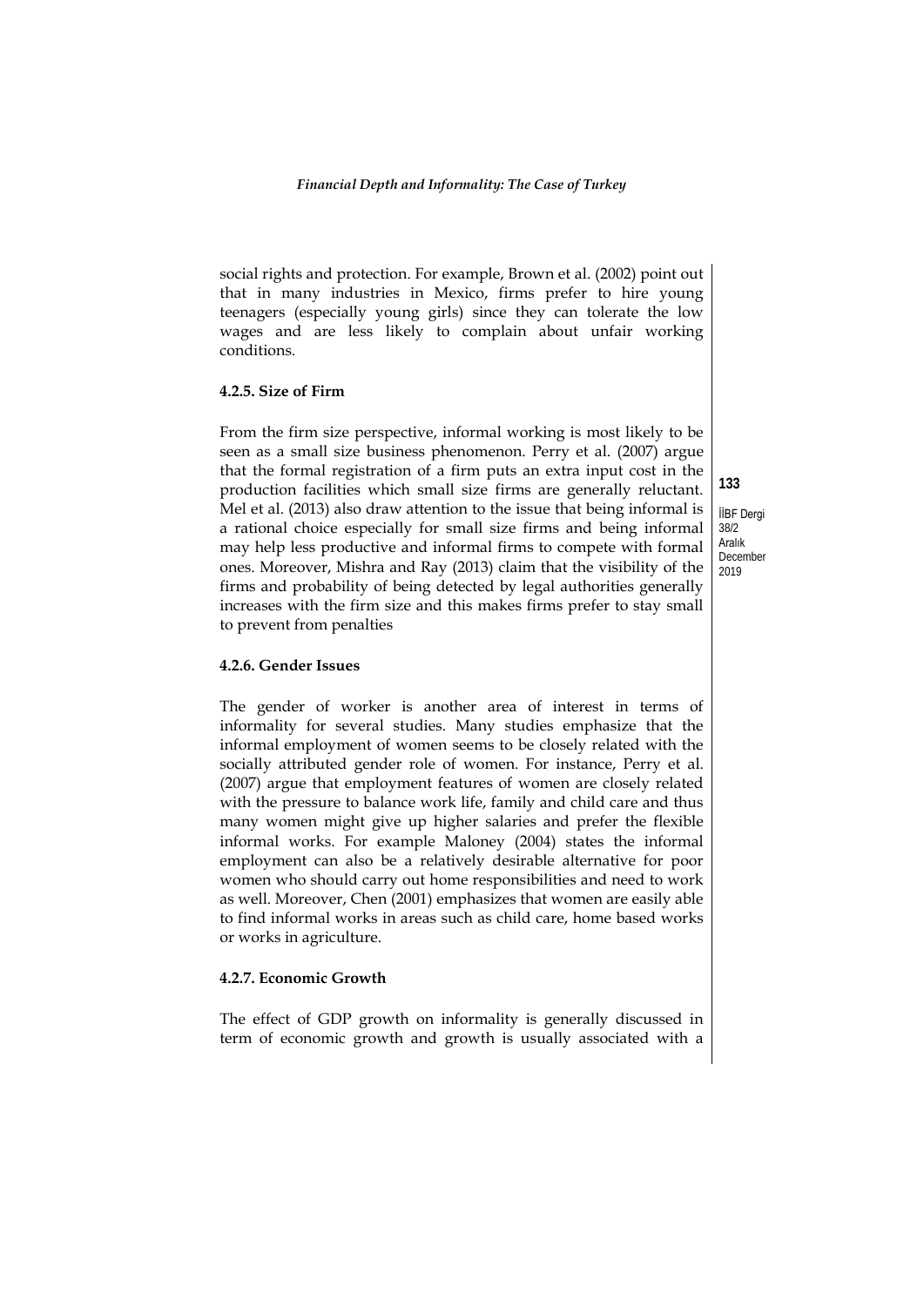social rights and protection. For example, Brown et al. (2002) point out that in many industries in Mexico, firms prefer to hire young teenagers (especially young girls) since they can tolerate the low wages and are less likely to complain about unfair working conditions.

#### 4.2.5. Size of Firm

From the firm size perspective, informal working is most likely to be seen as a small size business phenomenon. Perry et al. (2007) argue that the formal registration of a firm puts an extra input cost in the production facilities which small size firms are generally reluctant. Mel et al. (2013) also draw attention to the issue that being informal is a rational choice especially for small size firms and being informal may help less productive and informal firms to compete with formal ones. Moreover, Mishra and Ray (2013) claim that the visibility of the firms and probability of being detected by legal authorities generally increases with the firm size and this makes firms prefer to stay small to prevent from penalties

#### 4.2.6. Gender Issues

The gender of worker is another area of interest in terms of informality for several studies. Many studies emphasize that the informal employment of women seems to be closely related with the socially attributed gender role of women. For instance, Perry et al. (2007) argue that employment features of women are closely related with the pressure to balance work life, family and child care and thus many women might give up higher salaries and prefer the flexible informal works. For example Maloney (2004) states the informal employment can also be a relatively desirable alternative for poor women who should carry out home responsibilities and need to work as well. Moreover, Chen (2001) emphasizes that women are easily able to find informal works in areas such as child care, home based works or works in agriculture.

#### 4.2.7. Economic Growth

The effect of GDP growth on informality is generally discussed in term of economic growth and growth is usually associated with a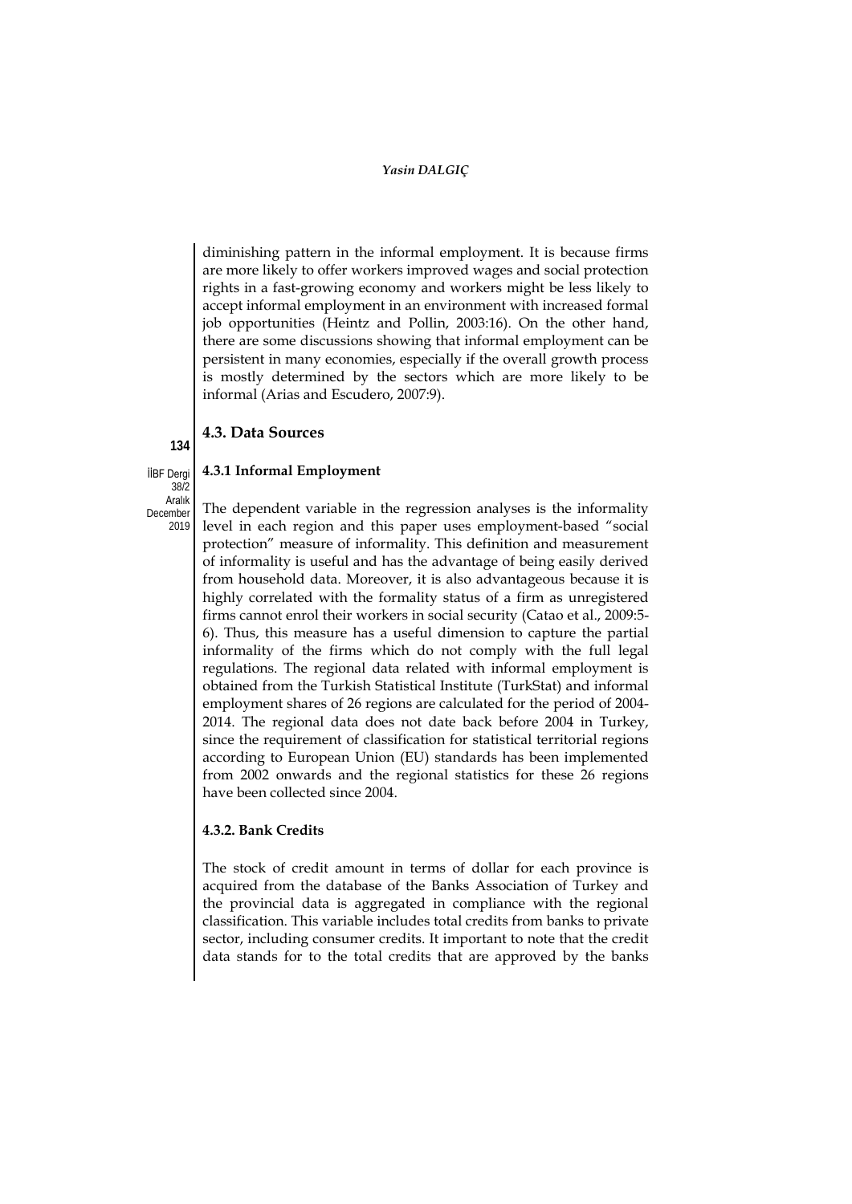diminishing pattern in the informal employment. It is because firms are more likely to offer workers improved wages and social protection rights in a fast-growing economy and workers might be less likely to accept informal employment in an environment with increased formal job opportunities (Heintz and Pollin, 2003:16). On the other hand, there are some discussions showing that informal employment can be persistent in many economies, especially if the overall growth process is mostly determined by the sectors which are more likely to be informal (Arias and Escudero, 2007:9).

## 4.3. Data Sources

### 4.3.1 Informal Employment

The dependent variable in the regression analyses is the informality level in each region and this paper uses employment-based "social protection" measure of informality. This definition and measurement of informality is useful and has the advantage of being easily derived from household data. Moreover, it is also advantageous because it is highly correlated with the formality status of a firm as unregistered firms cannot enrol their workers in social security (Catao et al., 2009:5-6). Thus, this measure has a useful dimension to capture the partial informality of the firms which do not comply with the full legal regulations. The regional data related with informal employment is obtained from the Turkish Statistical Institute (TurkStat) and informal employment shares of 26 regions are calculated for the period of 2004-2014. The regional data does not date back before 2004 in Turkey, since the requirement of classification for statistical territorial regions according to European Union (EU) standards has been implemented from 2002 onwards and the regional statistics for these 26 regions have been collected since 2004.

### 4.3.2. Bank Credits

The stock of credit amount in terms of dollar for each province is acquired from the database of the Banks Association of Turkey and the provincial data is aggregated in compliance with the regional classification. This variable includes total credits from banks to private sector, including consumer credits. It important to note that the credit data stands for to the total credits that are approved by the banks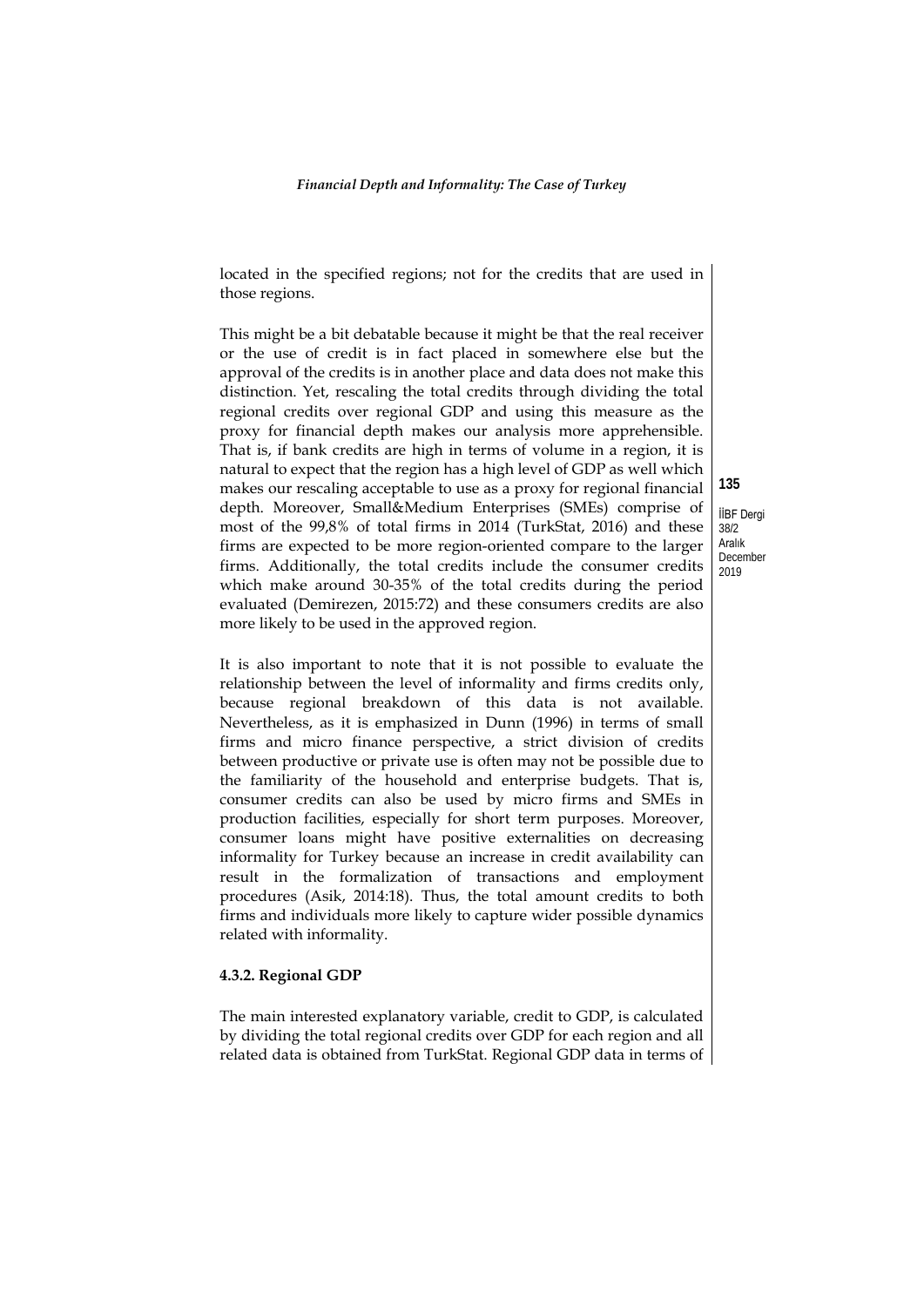located in the specified regions; not for the credits that are used in those regions.

This might be a bit debatable because it might be that the real receiver or the use of credit is in fact placed in somewhere else but the approval of the credits is in another place and data does not make this distinction. Yet, rescaling the total credits through dividing the total regional credits over regional GDP and using this measure as the proxy for financial depth makes our analysis more apprehensible. That is, if bank credits are high in terms of volume in a region, it is natural to expect that the region has a high level of GDP as well which makes our rescaling acceptable to use as a proxy for regional financial depth. Moreover, Small&Medium Enterprises (SMEs) comprise of most of the 99,8% of total firms in 2014 (TurkStat, 2016) and these firms are expected to be more region-oriented compare to the larger firms. Additionally, the total credits include the consumer credits which make around 30-35% of the total credits during the period evaluated (Demirezen, 2015:72) and these consumers credits are also more likely to be used in the approved region.

It is also important to note that it is not possible to evaluate the relationship between the level of informality and firms credits only, because regional breakdown of this data is not available. Nevertheless, as it is emphasized in Dunn (1996) in terms of small firms and micro finance perspective, a strict division of credits between productive or private use is often may not be possible due to the familiarity of the household and enterprise budgets. That is, consumer credits can also be used by micro firms and SMEs in production facilities, especially for short term purposes. Moreover, consumer loans might have positive externalities on decreasing informality for Turkey because an increase in credit availability can result in the formalization of transactions and employment procedures (Asik, 2014:18). Thus, the total amount credits to both firms and individuals more likely to capture wider possible dynamics related with informality.

#### 4.3.2. Regional GDP

The main interested explanatory variable, credit to GDP, is calculated by dividing the total regional credits over GDP for each region and all related data is obtained from TurkStat. Regional GDP data in terms of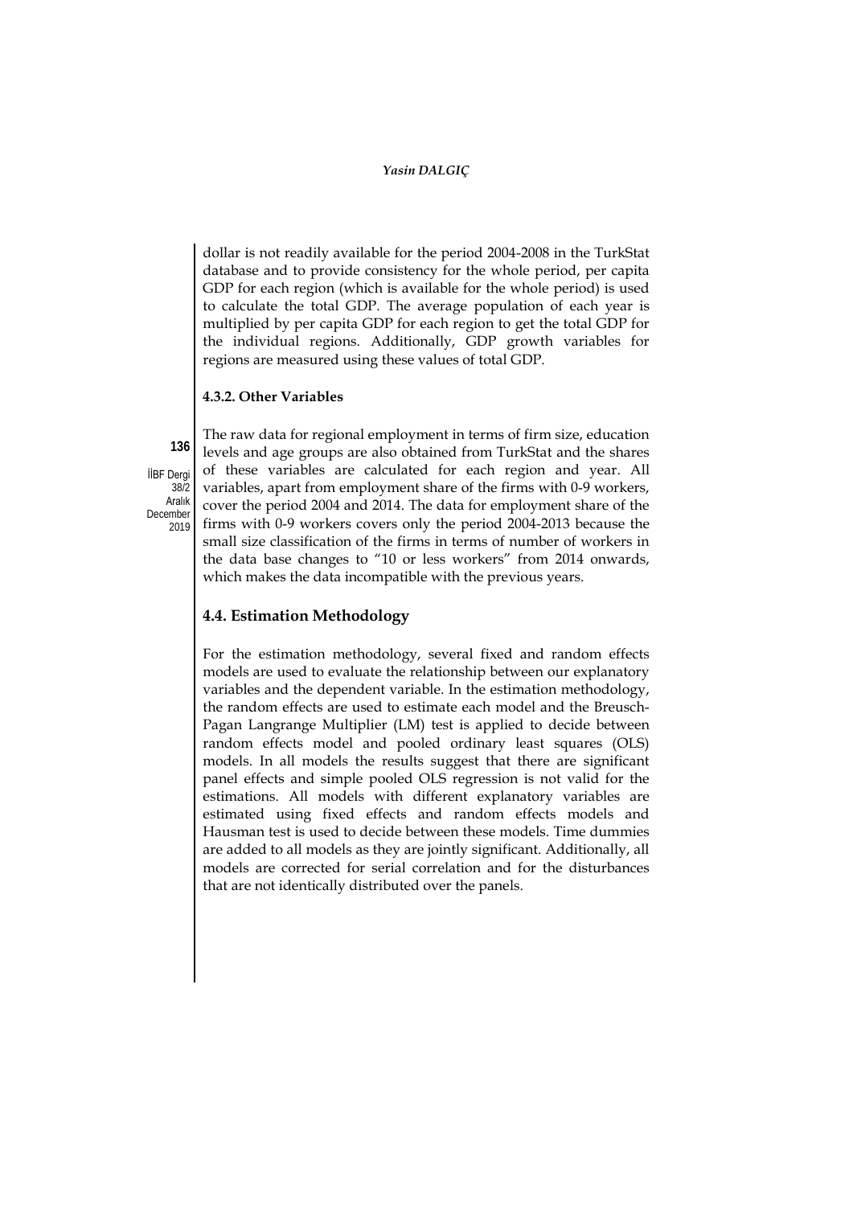dollar is not readily available for the period 2004-2008 in the TurkStat database and to provide consistency for the whole period, per capita GDP for each region (which is available for the whole period) is used to calculate the total GDP. The average population of each year is multiplied by per capita GDP for each region to get the total GDP for the individual regions. Additionally, GDP growth variables for regions are measured using these values of total GDP.

#### 4.3.2. Other Variables

The raw data for regional employment in terms of firm size, education levels and age groups are also obtained from TurkStat and the shares of these variables are calculated for each region and year. All variables, apart from employment share of the firms with 0-9 workers, cover the period 2004 and 2014. The data for employment share of the firms with 0-9 workers covers only the period 2004-2013 because the small size classification of the firms in terms of number of workers in the data base changes to "10 or less workers" from 2014 onwards, which makes the data incompatible with the previous years.

### 4.4. Estimation Methodology

For the estimation methodology, several fixed and random effects models are used to evaluate the relationship between our explanatory variables and the dependent variable. In the estimation methodology, the random effects are used to estimate each model and the Breusch-Pagan Langrange Multiplier (LM) test is applied to decide between random effects model and pooled ordinary least squares (OLS) models. In all models the results suggest that there are significant panel effects and simple pooled OLS regression is not valid for the estimations. All models with different explanatory variables are estimated using fixed effects and random effects models and Hausman test is used to decide between these models. Time dummies are added to all models as they are jointly significant. Additionally, all models are corrected for serial correlation and for the disturbances that are not identically distributed over the panels.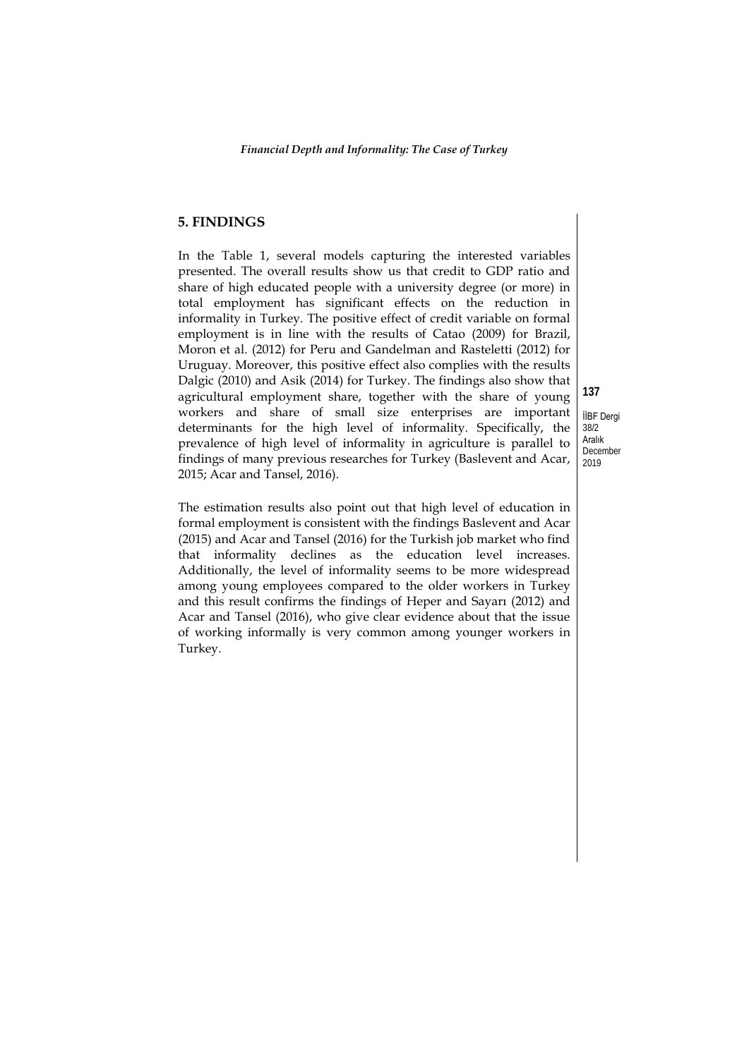## 5. FINDINGS

In the Table 1, several models capturing the interested variables presented. The overall results show us that credit to GDP ratio and share of high educated people with a university degree (or more) in total employment has significant effects on the reduction in informality in Turkey. The positive effect of credit variable on formal employment is in line with the results of Catao (2009) for Brazil, Moron et al. (2012) for Peru and Gandelman and Rasteletti (2012) for Uruguay. Moreover, this positive effect also complies with the results Dalgic (2010) and Asik (2014) for Turkey. The findings also show that agricultural employment share, together with the share of young workers and share of small size enterprises are important determinants for the high level of informality. Specifically, the prevalence of high level of informality in agriculture is parallel to findings of many previous researches for Turkey (Baslevent and Acar, 2015; Acar and Tansel, 2016).

The estimation results also point out that high level of education in formal employment is consistent with the findings Baslevent and Acar (2015) and Acar and Tansel (2016) for the Turkish job market who find that informality declines as the education level increases. Additionally, the level of informality seems to be more widespread among young employees compared to the older workers in Turkey and this result confirms the findings of Heper and Sayarı (2012) and Acar and Tansel (2016), who give clear evidence about that the issue of working informally is very common among younger workers in Turkey.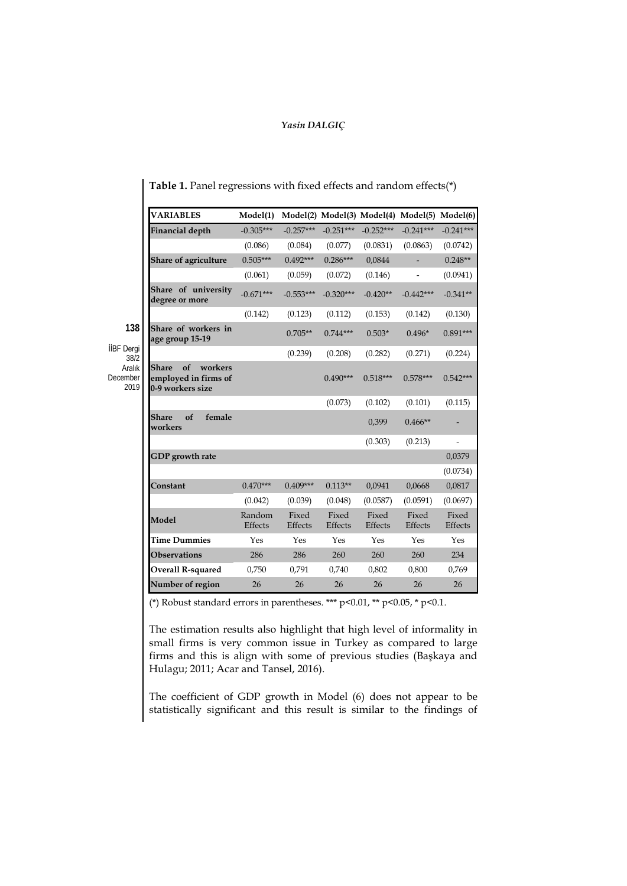**Table 1.** Panel regressions with fixed effects and random effects(*)

| VARIABLES | Model(1) | Model(2) | Model(3) | Model(4) | Model(5) | Model(6) |
|---|---|---|---|---|---|---|
| **Financial depth** | -0.305*** | -0.257*** | -0.251*** | -0.252*** | -0.241*** | -0.241*** |
| | (0.086) | (0.084) | (0.077) | (0.0831) | (0.0863) | (0.0742) |
| **Share of agriculture** | 0.505*** | 0.492*** | 0.286*** | 0,0844 | - | 0.248** |
| | (0.061) | (0.059) | (0.072) | (0.146) | - | (0.0941) |
| **Share of university degree or more** | -0.671*** | -0.553*** | -0.320*** | -0.420** | -0.442*** | -0.341** |
| | (0.142) | (0.123) | (0.112) | (0.153) | (0.142) | (0.130) |
| **Share of workers in age group 15-19** | | 0.705** | 0.744*** | 0.503* | 0.496* | 0.891*** |
| | | (0.239) | (0.208) | (0.282) | (0.271) | (0.224) |
| **Share of workers employed in firms of 0-9 workers size** | | | 0.490*** | 0.518*** | 0.578*** | 0.542*** |
| | | | (0.073) | (0.102) | (0.101) | (0.115) |
| **Share of female workers** | | | | 0,399 | 0.466** | - |
| | | | | (0.303) | (0.213) | - |
| **GDP growth rate** | | | | | | 0,0379 |
| | | | | | | (0.0734) |
| **Constant** | 0.470*** | 0.409*** | 0.113** | 0,0941 | 0,0668 | 0,0817 |
| | (0.042) | (0.039) | (0.048) | (0.0587) | (0.0591) | (0.0697) |
| **Model** | Random Effects | Fixed Effects | Fixed Effects | Fixed Effects | Fixed Effects | Fixed Effects |
| **Time Dummies** | Yes | Yes | Yes | Yes | Yes | Yes |
| **Observations** | 286 | 286 | 260 | 260 | 260 | 234 |
| **Overall R-squared** | 0,750 | 0,791 | 0,740 | 0,802 | 0,800 | 0,769 |
| **Number of region** | 26 | 26 | 26 | 26 | 26 | 26 |

(*) Robust standard errors in parentheses. *** $p<0.01$, ** $p<0.05$, * $p<0.1$.

The estimation results also highlight that high level of informality in small firms is very common issue in Turkey as compared to large firms and this is align with some of previous studies (Başkaya and Hulagu; 2011; Acar and Tansel, 2016).

The coefficient of GDP growth in Model (6) does not appear to be statistically significant and this result is similar to the findings of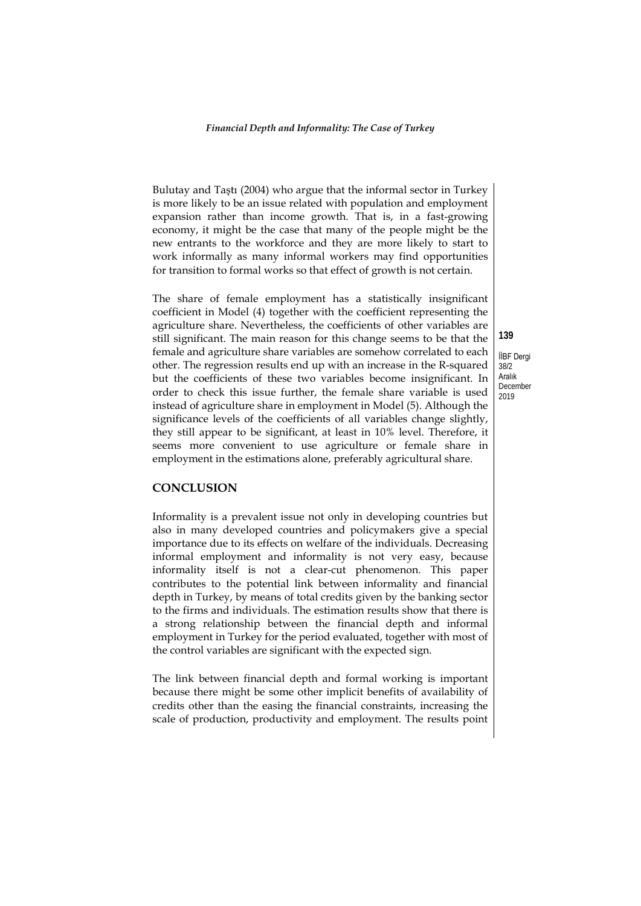Bulutay and Taştı (2004) who argue that the informal sector in Turkey is more likely to be an issue related with population and employment expansion rather than income growth. That is, in a fast-growing economy, it might be the case that many of the people might be the new entrants to the workforce and they are more likely to start to work informally as many informal workers may find opportunities for transition to formal works so that effect of growth is not certain.

The share of female employment has a statistically insignificant coefficient in Model (4) together with the coefficient representing the agriculture share. Nevertheless, the coefficients of other variables are still significant. The main reason for this change seems to be that the female and agriculture share variables are somehow correlated to each other. The regression results end up with an increase in the R-squared but the coefficients of these two variables become insignificant. In order to check this issue further, the female share variable is used instead of agriculture share in employment in Model (5). Although the significance levels of the coefficients of all variables change slightly, they still appear to be significant, at least in 10% level. Therefore, it seems more convenient to use agriculture or female share in employment in the estimations alone, preferably agricultural share.

## CONCLUSION

Informality is a prevalent issue not only in developing countries but also in many developed countries and policymakers give a special importance due to its effects on welfare of the individuals. Decreasing informal employment and informality is not very easy, because informality itself is not a clear-cut phenomenon. This paper contributes to the potential link between informality and financial depth in Turkey, by means of total credits given by the banking sector to the firms and individuals. The estimation results show that there is a strong relationship between the financial depth and informal employment in Turkey for the period evaluated, together with most of the control variables are significant with the expected sign.

The link between financial depth and formal working is important because there might be some other implicit benefits of availability of credits other than the easing the financial constraints, increasing the scale of production, productivity and employment. The results point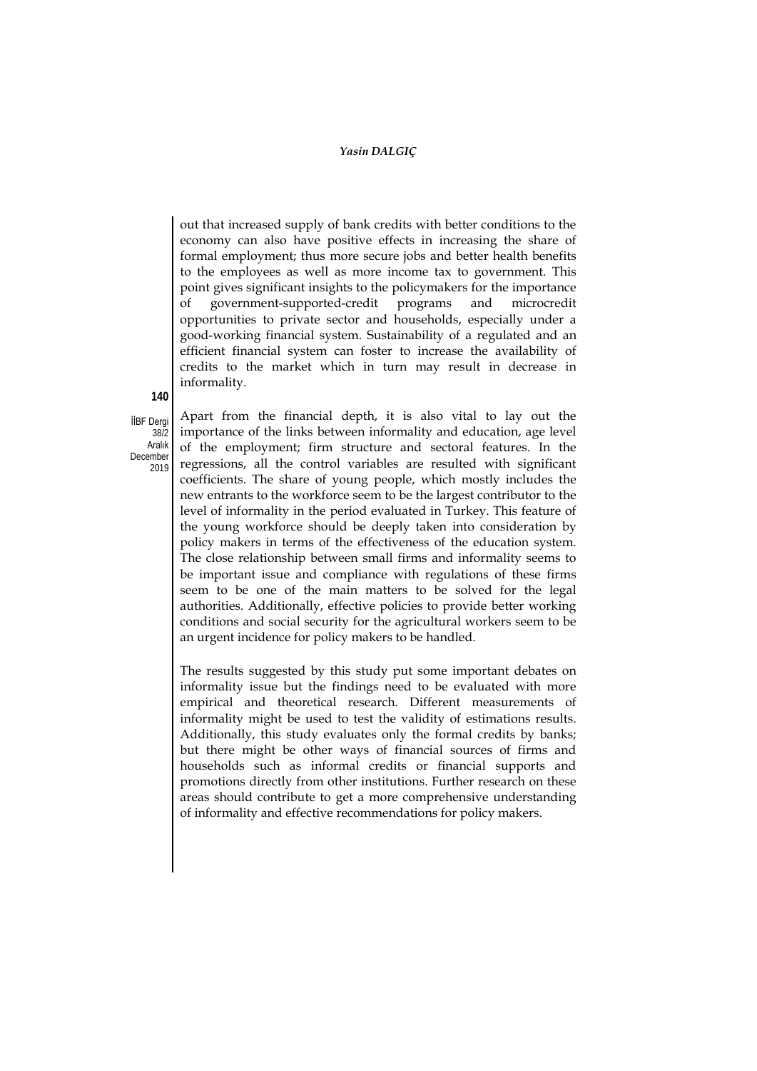out that increased supply of bank credits with better conditions to the economy can also have positive effects in increasing the share of formal employment; thus more secure jobs and better health benefits to the employees as well as more income tax to government. This point gives significant insights to the policymakers for the importance of government-supported-credit programs and microcredit opportunities to private sector and households, especially under a good-working financial system. Sustainability of a regulated and an efficient financial system can foster to increase the availability of credits to the market which in turn may result in decrease in informality.

Apart from the financial depth, it is also vital to lay out the importance of the links between informality and education, age level of the employment; firm structure and sectoral features. In the regressions, all the control variables are resulted with significant coefficients. The share of young people, which mostly includes the new entrants to the workforce seem to be the largest contributor to the level of informality in the period evaluated in Turkey. This feature of the young workforce should be deeply taken into consideration by policy makers in terms of the effectiveness of the education system. The close relationship between small firms and informality seems to be important issue and compliance with regulations of these firms seem to be one of the main matters to be solved for the legal authorities. Additionally, effective policies to provide better working conditions and social security for the agricultural workers seem to be an urgent incidence for policy makers to be handled.

The results suggested by this study put some important debates on informality issue but the findings need to be evaluated with more empirical and theoretical research. Different measurements of informality might be used to test the validity of estimations results. Additionally, this study evaluates only the formal credits by banks; but there might be other ways of financial sources of firms and households such as informal credits or financial supports and promotions directly from other institutions. Further research on these areas should contribute to get a more comprehensive understanding of informality and effective recommendations for policy makers.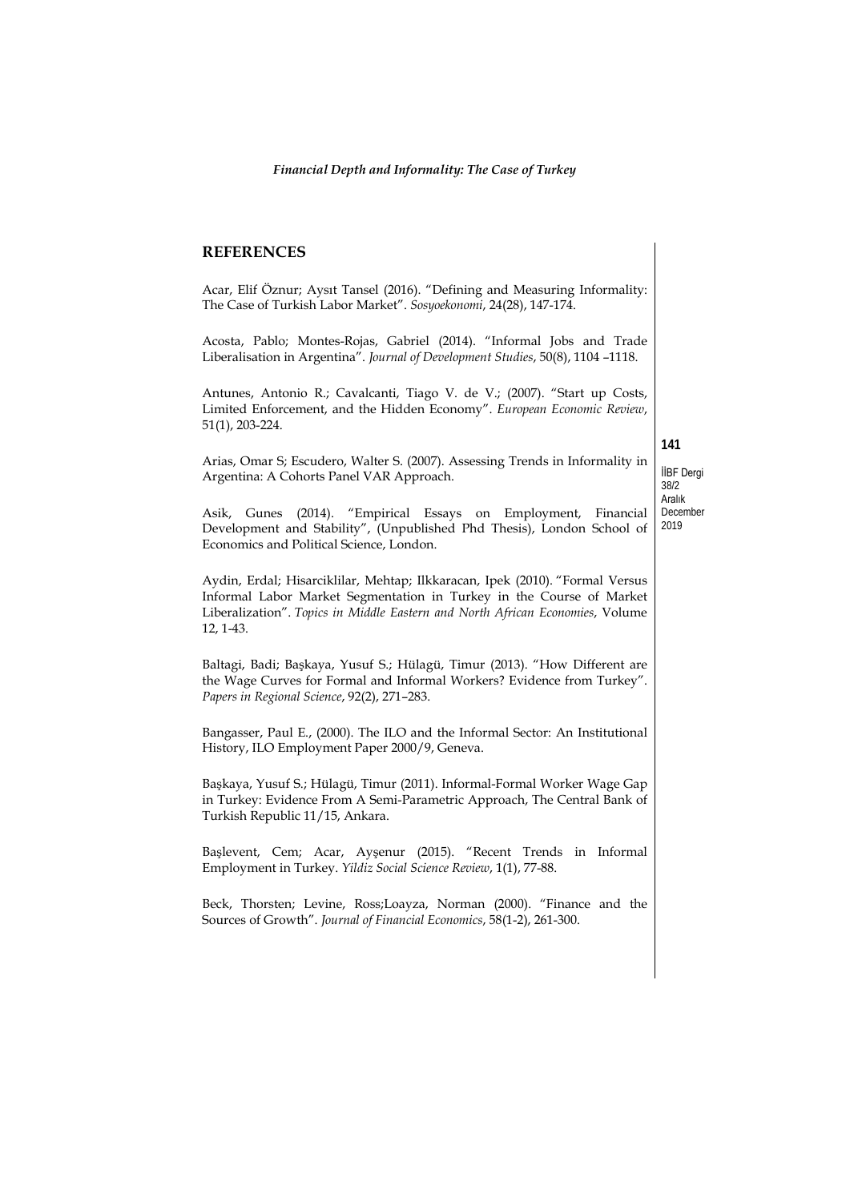## REFERENCES

Acar, Elif Öznur; Aysıt Tansel (2016). "Defining and Measuring Informality: The Case of Turkish Labor Market". *Sosyoekonomi*, 24(28), 147-174.

Acosta, Pablo; Montes-Rojas, Gabriel (2014). "Informal Jobs and Trade Liberalisation in Argentina". *Journal of Development Studies*, 50(8), 1104 –1118.

Antunes, Antonio R.; Cavalcanti, Tiago V. de V.; (2007). "Start up Costs, Limited Enforcement, and the Hidden Economy". *European Economic Review*, 51(1), 203-224.

Arias, Omar S; Escudero, Walter S. (2007). Assessing Trends in Informality in Argentina: A Cohorts Panel VAR Approach.

Asik, Gunes (2014). "Empirical Essays on Employment, Financial Development and Stability", (Unpublished Phd Thesis), London School of Economics and Political Science, London.

Aydin, Erdal; Hisarciklilar, Mehtap; Ilkkaracan, Ipek (2010). "Formal Versus Informal Labor Market Segmentation in Turkey in the Course of Market Liberalization". *Topics in Middle Eastern and North African Economies*, Volume 12, 1-43.

Baltagi, Badi; Başkaya, Yusuf S.; Hülagü, Timur (2013). "How Different are the Wage Curves for Formal and Informal Workers? Evidence from Turkey". *Papers in Regional Science*, 92(2), 271–283.

Bangasser, Paul E., (2000). The ILO and the Informal Sector: An Institutional History, ILO Employment Paper 2000/9, Geneva.

Başkaya, Yusuf S.; Hülagü, Timur (2011). Informal-Formal Worker Wage Gap in Turkey: Evidence From A Semi-Parametric Approach, The Central Bank of Turkish Republic 11/15, Ankara.

Başlevent, Cem; Acar, Ayşenur (2015). "Recent Trends in Informal Employment in Turkey. *Yildiz Social Science Review*, 1(1), 77-88.

Beck, Thorsten; Levine, Ross;Loayza, Norman (2000). "Finance and the Sources of Growth". *Journal of Financial Economics*, 58(1-2), 261-300.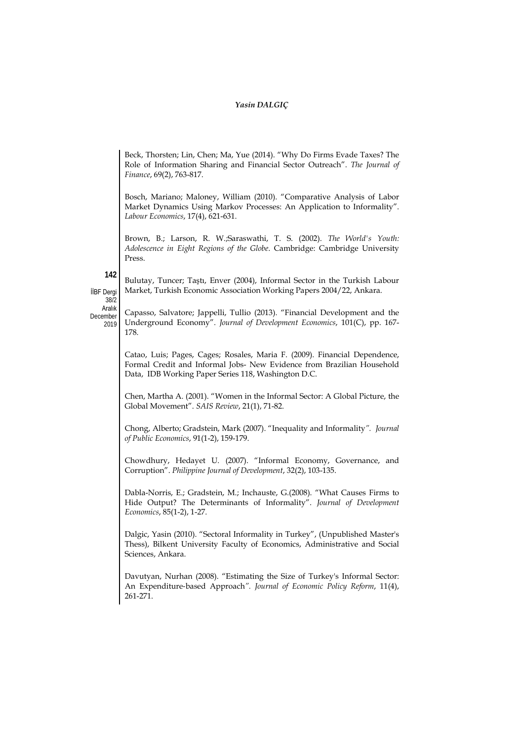Beck, Thorsten; Lin, Chen; Ma, Yue (2014). "Why Do Firms Evade Taxes? The Role of Information Sharing and Financial Sector Outreach". *The Journal of Finance*, 69(2), 763-817.

Bosch, Mariano; Maloney, William (2010). "Comparative Analysis of Labor Market Dynamics Using Markov Processes: An Application to Informality". *Labour Economics*, 17(4), 621-631.

Brown, B.; Larson, R. W.;Saraswathi, T. S. (2002). *The World's Youth: Adolescence in Eight Regions of the Globe*. Cambridge: Cambridge University Press.

Bulutay, Tuncer; Taştı, Enver (2004), Informal Sector in the Turkish Labour Market, Turkish Economic Association Working Papers 2004/22, Ankara.

Capasso, Salvatore; Jappelli, Tullio (2013). "Financial Development and the Underground Economy". *Journal of Development Economics*, 101(C), pp. 167-178.

Catao, Luis; Pages, Cages; Rosales, Maria F. (2009). Financial Dependence, Formal Credit and Informal Jobs- New Evidence from Brazilian Household Data, IDB Working Paper Series 118, Washington D.C.

Chen, Martha A. (2001). "Women in the Informal Sector: A Global Picture, the Global Movement". *SAIS Review*, 21(1), 71-82.

Chong, Alberto; Gradstein, Mark (2007). "Inequality and Informality". *Journal of Public Economics*, 91(1-2), 159-179.

Chowdhury, Hedayet U. (2007). "Informal Economy, Governance, and Corruption". *Philippine Journal of Development*, 32(2), 103-135.

Dabla-Norris, E.; Gradstein, M.; Inchauste, G.(2008). "What Causes Firms to Hide Output? The Determinants of Informality". *Journal of Development Economics*, 85(1-2), 1-27.

Dalgic, Yasin (2010). "Sectoral Informality in Turkey", (Unpublished Master's Thess), Bilkent University Faculty of Economics, Administrative and Social Sciences, Ankara.

Davutyan, Nurhan (2008). "Estimating the Size of Turkey's Informal Sector: An Expenditure-based Approach". *Journal of Economic Policy Reform*, 11(4), 261-271.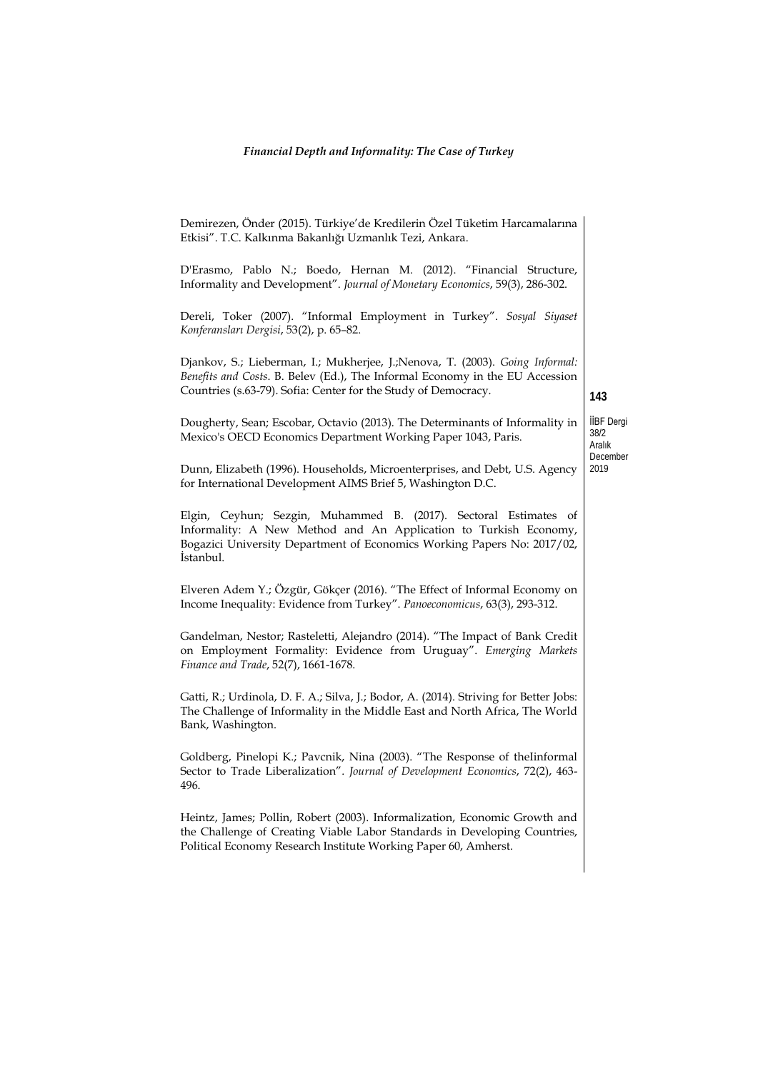Demirezen, Önder (2015). Türkiye'de Kredilerin Özel Tüketim Harcamalarına Etkisi". T.C. Kalkınma Bakanlığı Uzmanlık Tezi, Ankara.

D'Erasmo, Pablo N.; Boedo, Hernan M. (2012). "Financial Structure, Informality and Development". *Journal of Monetary Economics*, 59(3), 286-302.

Dereli, Toker (2007). "Informal Employment in Turkey". *Sosyal Siyaset Konferansları Dergisi*, 53(2), p. 65–82.

Djankov, S.; Lieberman, I.; Mukherjee, J.;Nenova, T. (2003). *Going Informal: Benefits and Costs*. B. Belev (Ed.), The Informal Economy in the EU Accession Countries (s.63-79). Sofia: Center for the Study of Democracy.

Dougherty, Sean; Escobar, Octavio (2013). The Determinants of Informality in Mexico's OECD Economics Department Working Paper 1043, Paris.

Dunn, Elizabeth (1996). Households, Microenterprises, and Debt, U.S. Agency for International Development AIMS Brief 5, Washington D.C.

Elgin, Ceyhun; Sezgin, Muhammed B. (2017). Sectoral Estimates of Informality: A New Method and An Application to Turkish Economy, Bogazici University Department of Economics Working Papers No: 2017/02, İstanbul.

Elveren Adem Y.; Özgür, Gökçer (2016). "The Effect of Informal Economy on Income Inequality: Evidence from Turkey". *Panoeconomicus*, 63(3), 293-312.

Gandelman, Nestor; Rasteletti, Alejandro (2014). "The Impact of Bank Credit on Employment Formality: Evidence from Uruguay". *Emerging Markets Finance and Trade*, 52(7), 1661-1678.

Gatti, R.; Urdinola, D. F. A.; Silva, J.; Bodor, A. (2014). Striving for Better Jobs: The Challenge of Informality in the Middle East and North Africa, The World Bank, Washington.

Goldberg, Pinelopi K.; Pavcnik, Nina (2003). "The Response of theIinformal Sector to Trade Liberalization". *Journal of Development Economics*, 72(2), 463-496.

Heintz, James; Pollin, Robert (2003). Informalization, Economic Growth and the Challenge of Creating Viable Labor Standards in Developing Countries, Political Economy Research Institute Working Paper 60, Amherst.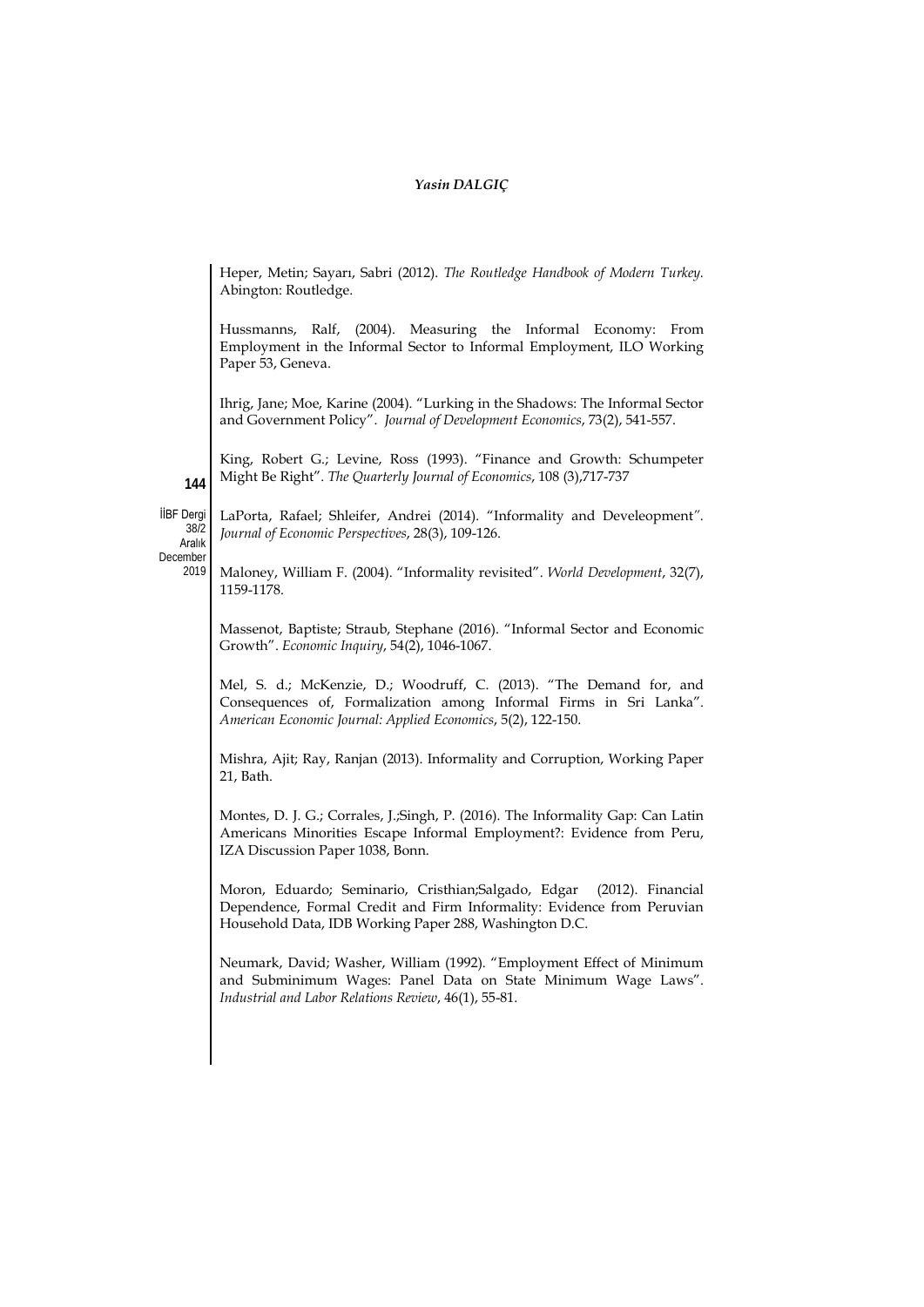Heper, Metin; Sayarı, Sabri (2012). *The Routledge Handbook of Modern Turkey.* Abington: Routledge.

Hussmanns, Ralf, (2004). Measuring the Informal Economy: From Employment in the Informal Sector to Informal Employment, ILO Working Paper 53, Geneva.

Ihrig, Jane; Moe, Karine (2004). "Lurking in the Shadows: The Informal Sector and Government Policy". *Journal of Development Economics*, 73(2), 541-557.

King, Robert G.; Levine, Ross (1993). "Finance and Growth: Schumpeter Might Be Right". *The Quarterly Journal of Economics*, 108 (3),717-737

LaPorta, Rafael; Shleifer, Andrei (2014). "Informality and Develeopment". *Journal of Economic Perspectives*, 28(3), 109-126.

Maloney, William F. (2004). "Informality revisited". *World Development*, 32(7), 1159-1178.

Massenot, Baptiste; Straub, Stephane (2016). "Informal Sector and Economic Growth". *Economic Inquiry*, 54(2), 1046-1067.

Mel, S. d.; McKenzie, D.; Woodruff, C. (2013). "The Demand for, and Consequences of, Formalization among Informal Firms in Sri Lanka". *American Economic Journal: Applied Economics*, 5(2), 122-150.

Mishra, Ajit; Ray, Ranjan (2013). Informality and Corruption, Working Paper 21, Bath.

Montes, D. J. G.; Corrales, J.;Singh, P. (2016). The Informality Gap: Can Latin Americans Minorities Escape Informal Employment?: Evidence from Peru, IZA Discussion Paper 1038, Bonn.

Moron, Eduardo; Seminario, Cristhian;Salgado, Edgar (2012). Financial Dependence, Formal Credit and Firm Informality: Evidence from Peruvian Household Data, IDB Working Paper 288, Washington D.C.

Neumark, David; Washer, William (1992). "Employment Effect of Minimum and Subminimum Wages: Panel Data on State Minimum Wage Laws". *Industrial and Labor Relations Review*, 46(1), 55-81.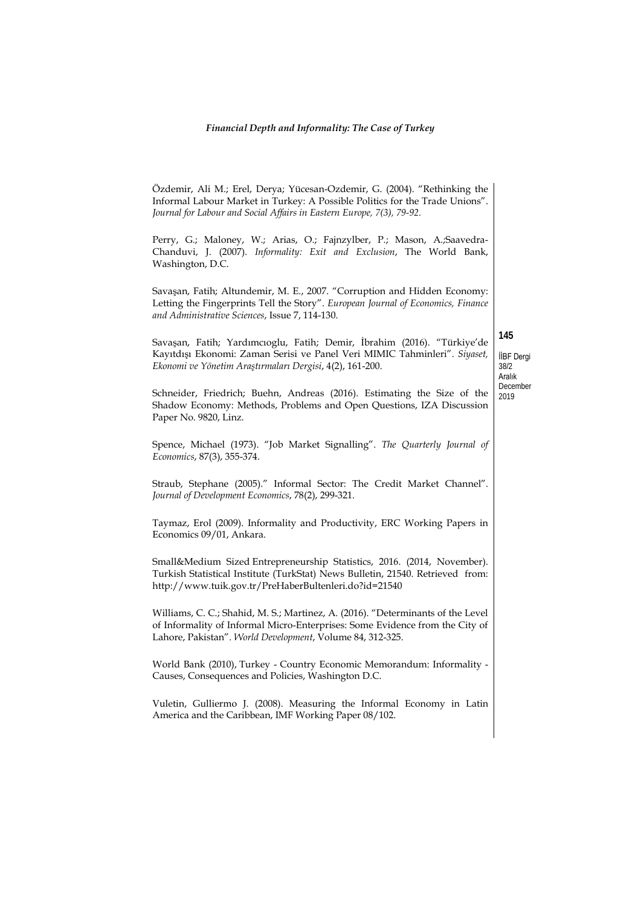Özdemir, Ali M.; Erel, Derya; Yücesan-Ozdemir, G. (2004). "Rethinking the Informal Labour Market in Turkey: A Possible Politics for the Trade Unions". *Journal for Labour and Social Affairs in Eastern Europe, 7(3), 79-92.*

Perry, G.; Maloney, W.; Arias, O.; Fajnzylber, P.; Mason, A.;Saavedra-Chanduvi, J. (2007). *Informality: Exit and Exclusion*, The World Bank, Washington, D.C.

Savaşan, Fatih; Altundemir, M. E., 2007. "Corruption and Hidden Economy: Letting the Fingerprints Tell the Story". *European Journal of Economics, Finance and Administrative Sciences*, Issue 7, 114-130.

Savaşan, Fatih; Yardımcıoglu, Fatih; Demir, İbrahim (2016). "Türkiye'de Kayıtdışı Ekonomi: Zaman Serisi ve Panel Veri MIMIC Tahminleri". *Siyaset, Ekonomi ve Yönetim Araştırmaları Dergisi*, 4(2), 161-200.

Schneider, Friedrich; Buehn, Andreas (2016). Estimating the Size of the Shadow Economy: Methods, Problems and Open Questions, IZA Discussion Paper No. 9820, Linz.

Spence, Michael (1973). "Job Market Signalling". *The Quarterly Journal of Economics*, 87(3), 355-374.

Straub, Stephane (2005)." Informal Sector: The Credit Market Channel". *Journal of Development Economics*, 78(2), 299-321.

Taymaz, Erol (2009). Informality and Productivity, ERC Working Papers in Economics 09/01, Ankara.

Small&Medium Sized Entrepreneurship Statistics, 2016. (2014, November). Turkish Statistical Institute (TurkStat) News Bulletin, 21540. Retrieved from: http://www.tuik.gov.tr/PreHaberBultenleri.do?id=21540

Williams, C. C.; Shahid, M. S.; Martinez, A. (2016). "Determinants of the Level of Informality of Informal Micro-Enterprises: Some Evidence from the City of Lahore, Pakistan". *World Development*, Volume 84, 312-325.

World Bank (2010), Turkey - Country Economic Memorandum: Informality - Causes, Consequences and Policies, Washington D.C.

Vuletin, Gulliermo J. (2008). Measuring the Informal Economy in Latin America and the Caribbean, IMF Working Paper 08/102.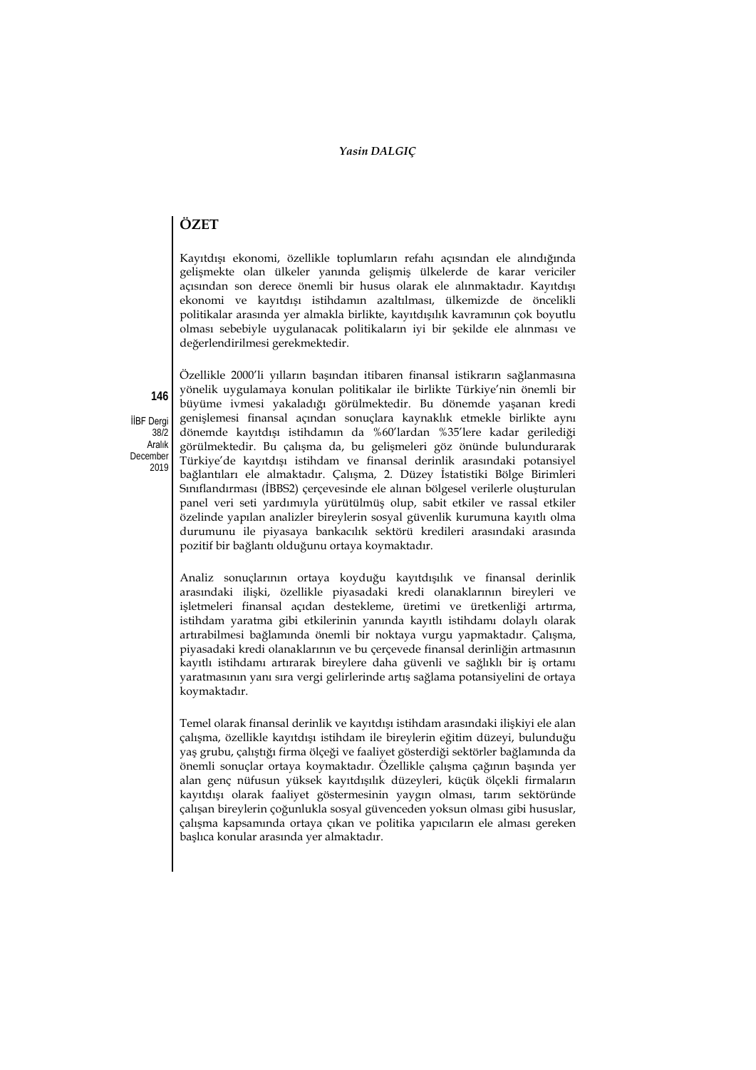## ÖZET

Kayıtdışı ekonomi, özellikle toplumların refahı açısından ele alındığında gelişmekte olan ülkeler yanında gelişmiş ülkelerde de karar vericiler açısından son derece önemli bir husus olarak ele alınmaktadır. Kayıtdışı ekonomi ve kayıtdışı istihdamın azaltılması, ülkemizde de öncelikli politikalar arasında yer almakla birlikte, kayıtdışılık kavramının çok boyutlu olması sebebiyle uygulanacak politikaların iyi bir şekilde ele alınması ve değerlendirilmesi gerekmektedir.

Özellikle 2000'li yılların başından itibaren finansal istikrarın sağlanmasına yönelik uygulamaya konulan politikalar ile birlikte Türkiye'nin önemli bir büyüme ivmesi yakaladığı görülmektedir. Bu dönemde yaşanan kredi genişlemesi finansal açından sonuçlara kaynaklık etmekle birlikte aynı dönemde kayıtdışı istihdamın da %60'lardan %35'lere kadar gerilediği görülmektedir. Bu çalışma da, bu gelişmeleri göz önünde bulundurarak Türkiye'de kayıtdışı istihdam ve finansal derinlik arasındaki potansiyel bağlantıları ele almaktadır. Çalışma, 2. Düzey İstatistiki Bölge Birimleri Sınıflandırması (İBBS2) çerçevesinde ele alınan bölgesel verilerle oluşturulan panel veri seti yardımıyla yürütülmüş olup, sabit etkiler ve rassal etkiler özelinde yapılan analizler bireylerin sosyal güvenlik kurumuna kayıtlı olma durumunu ile piyasaya bankacılık sektörü kredileri arasındaki arasında pozitif bir bağlantı olduğunu ortaya koymaktadır.

Analiz sonuçlarının ortaya koyduğu kayıtdışılık ve finansal derinlik arasındaki ilişki, özellikle piyasadaki kredi olanaklarının bireyleri ve işletmeleri finansal açıdan destekleme, üretimi ve üretkenliği artırma, istihdam yaratma gibi etkilerinin yanında kayıtlı istihdamı dolaylı olarak artırabilmesi bağlamında önemli bir noktaya vurgu yapmaktadır. Çalışma, piyasadaki kredi olanaklarının ve bu çerçevede finansal derinliğin artmasının kayıtlı istihdamı artırarak bireylere daha güvenli ve sağlıklı bir iş ortamı yaratmasının yanı sıra vergi gelirlerinde artış sağlama potansiyelini de ortaya koymaktadır.

Temel olarak finansal derinlik ve kayıtdışı istihdam arasındaki ilişkiyi ele alan çalışma, özellikle kayıtdışı istihdam ile bireylerin eğitim düzeyi, bulunduğu yaş grubu, çalıştığı firma ölçeği ve faaliyet gösterdiği sektörler bağlamında da önemli sonuçlar ortaya koymaktadır. Özellikle çalışma çağının başında yer alan genç nüfusun yüksek kayıtdışılık düzeyleri, küçük ölçekli firmaların kayıtdışı olarak faaliyet göstermesinin yaygın olması, tarım sektöründe çalışan bireylerin çoğunlukla sosyal güvenceden yoksun olması gibi hususlar, çalışma kapsamında ortaya çıkan ve politika yapıcıların ele alması gereken başlıca konular arasında yer almaktadır.